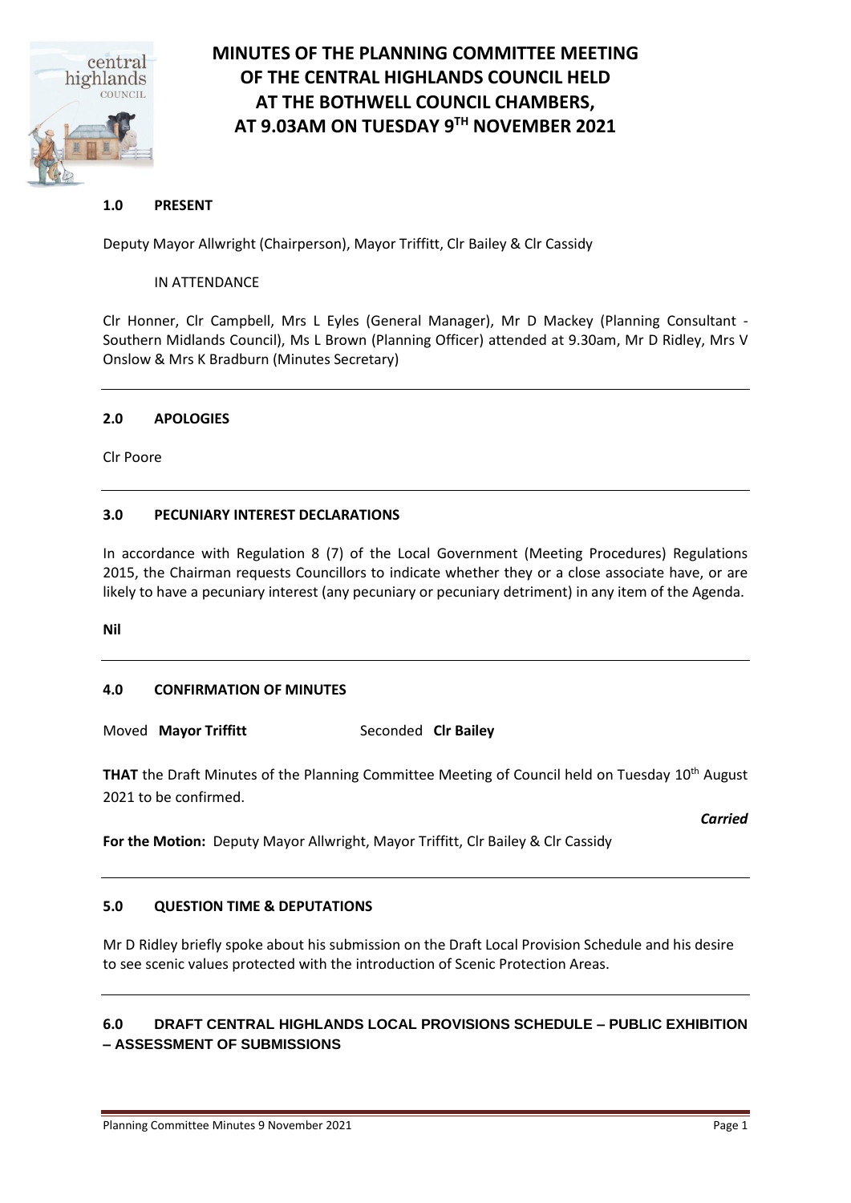# MINUTES OF THE PLANNING COMMITTEE MEETING OF THE CENTRAL HIGHLANDS COUNCIL HELD AT THE BOTHWELL COUNCIL CHAMBERS, AT 9.03AM ON TUESDAY 9TH NOVEMBER 2021

## 1.0 PRESENT

Deputy Mayor Allwright (Chairperson), Mayor Triffitt, Clr Bailey & Clr Cassidy

IN ATTENDANCE

Clr Honner, Clr Campbell, Mrs L Eyles (General Manager), Mr D Mackey (Planning Consultant - Southern Midlands Council), Ms L Brown (Planning Officer) attended at 9.30am, Mr D Ridley, Mrs V Onslow & Mrs K Bradburn (Minutes Secretary)

## 2.0 APOLOGIES

Clr Poore

## 3.0 PECUNIARY INTEREST DECLARATIONS

In accordance with Regulation 8 (7) of the Local Government (Meeting Procedures) Regulations 2015, the Chairman requests Councillors to indicate whether they or a close associate have, or are likely to have a pecuniary interest (any pecuniary or pecuniary detriment) in any item of the Agenda.

**Nil**

## 4.0 CONFIRMATION OF MINUTES

Moved **Mayor Triffitt** Seconded **Clr Bailey**

**THAT** the Draft Minutes of the Planning Committee Meeting of Council held on Tuesday 10th August 2021 to be confirmed.

***Carried***

**For the Motion:** Deputy Mayor Allwright, Mayor Triffitt, Clr Bailey & Clr Cassidy

## 5.0 QUESTION TIME & DEPUTATIONS

Mr D Ridley briefly spoke about his submission on the Draft Local Provision Schedule and his desire to see scenic values protected with the introduction of Scenic Protection Areas.

## 6.0 DRAFT CENTRAL HIGHLANDS LOCAL PROVISIONS SCHEDULE – PUBLIC EXHIBITION – ASSESSMENT OF SUBMISSIONS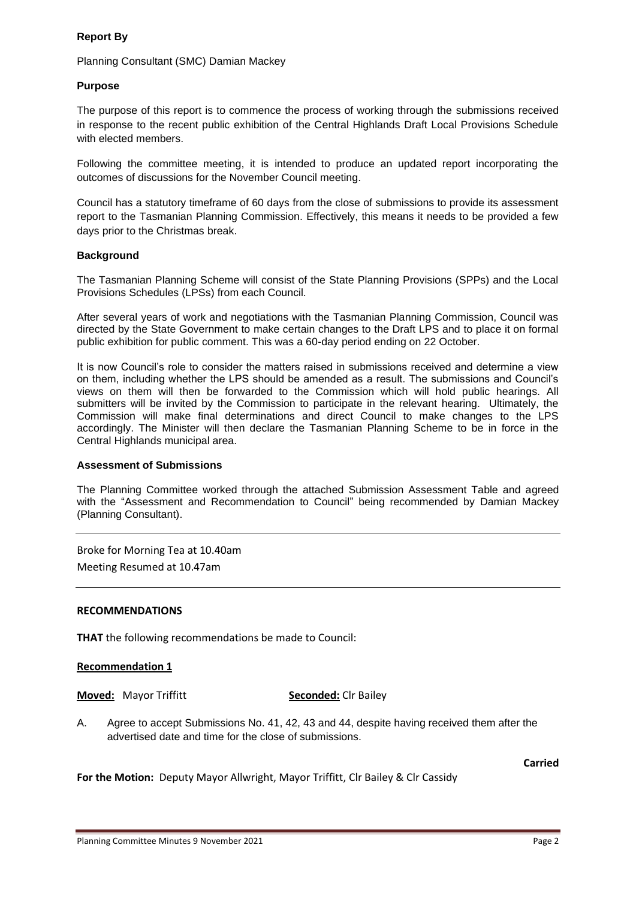**Report By**

Planning Consultant (SMC) Damian Mackey

**Purpose**

The purpose of this report is to commence the process of working through the submissions received in response to the recent public exhibition of the Central Highlands Draft Local Provisions Schedule with elected members.

Following the committee meeting, it is intended to produce an updated report incorporating the outcomes of discussions for the November Council meeting.

Council has a statutory timeframe of 60 days from the close of submissions to provide its assessment report to the Tasmanian Planning Commission. Effectively, this means it needs to be provided a few days prior to the Christmas break.

**Background**

The Tasmanian Planning Scheme will consist of the State Planning Provisions (SPPs) and the Local Provisions Schedules (LPSs) from each Council.

After several years of work and negotiations with the Tasmanian Planning Commission, Council was directed by the State Government to make certain changes to the Draft LPS and to place it on formal public exhibition for public comment. This was a 60-day period ending on 22 October.

It is now Council's role to consider the matters raised in submissions received and determine a view on them, including whether the LPS should be amended as a result. The submissions and Council's views on them will then be forwarded to the Commission which will hold public hearings. All submitters will be invited by the Commission to participate in the relevant hearing. Ultimately, the Commission will make final determinations and direct Council to make changes to the LPS accordingly. The Minister will then declare the Tasmanian Planning Scheme to be in force in the Central Highlands municipal area.

**Assessment of Submissions**

The Planning Committee worked through the attached Submission Assessment Table and agreed with the "Assessment and Recommendation to Council" being recommended by Damian Mackey (Planning Consultant).

---

Broke for Morning Tea at 10.40am

Meeting Resumed at 10.47am

---

**RECOMMENDATIONS**

**THAT** the following recommendations be made to Council:

**Recommendation 1**

**Moved:** Mayor Triffitt **Seconded:** Clr Bailey

A. Agree to accept Submissions No. 41, 42, 43 and 44, despite having received them after the advertised date and time for the close of submissions.

**Carried**

**For the Motion:** Deputy Mayor Allwright, Mayor Triffitt, Clr Bailey & Clr Cassidy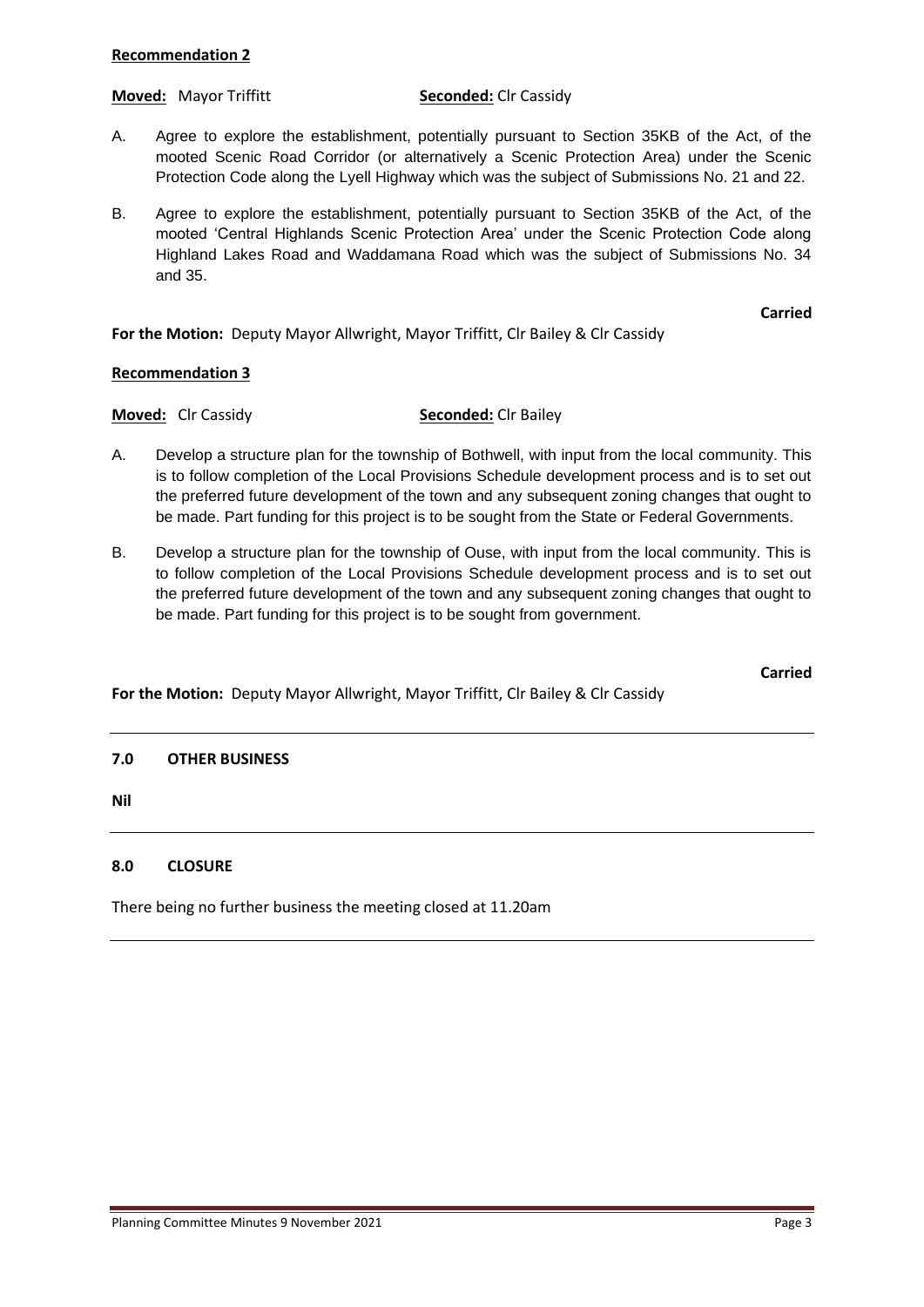**Recommendation 2**

**Moved:** Mayor Triffitt **Seconded:** Clr Cassidy

A. Agree to explore the establishment, potentially pursuant to Section 35KB of the Act, of the mooted Scenic Road Corridor (or alternatively a Scenic Protection Area) under the Scenic Protection Code along the Lyell Highway which was the subject of Submissions No. 21 and 22.

B. Agree to explore the establishment, potentially pursuant to Section 35KB of the Act, of the mooted 'Central Highlands Scenic Protection Area' under the Scenic Protection Code along Highland Lakes Road and Waddamana Road which was the subject of Submissions No. 34 and 35.

**Carried**

**For the Motion:** Deputy Mayor Allwright, Mayor Triffitt, Clr Bailey & Clr Cassidy

**Recommendation 3**

**Moved:** Clr Cassidy **Seconded:** Clr Bailey

A. Develop a structure plan for the township of Bothwell, with input from the local community. This is to follow completion of the Local Provisions Schedule development process and is to set out the preferred future development of the town and any subsequent zoning changes that ought to be made. Part funding for this project is to be sought from the State or Federal Governments.

B. Develop a structure plan for the township of Ouse, with input from the local community. This is to follow completion of the Local Provisions Schedule development process and is to set out the preferred future development of the town and any subsequent zoning changes that ought to be made. Part funding for this project is to be sought from government.

**Carried**

**For the Motion:** Deputy Mayor Allwright, Mayor Triffitt, Clr Bailey & Clr Cassidy

---

## 7.0 OTHER BUSINESS

**Nil**

---

## 8.0 CLOSURE

There being no further business the meeting closed at 11.20am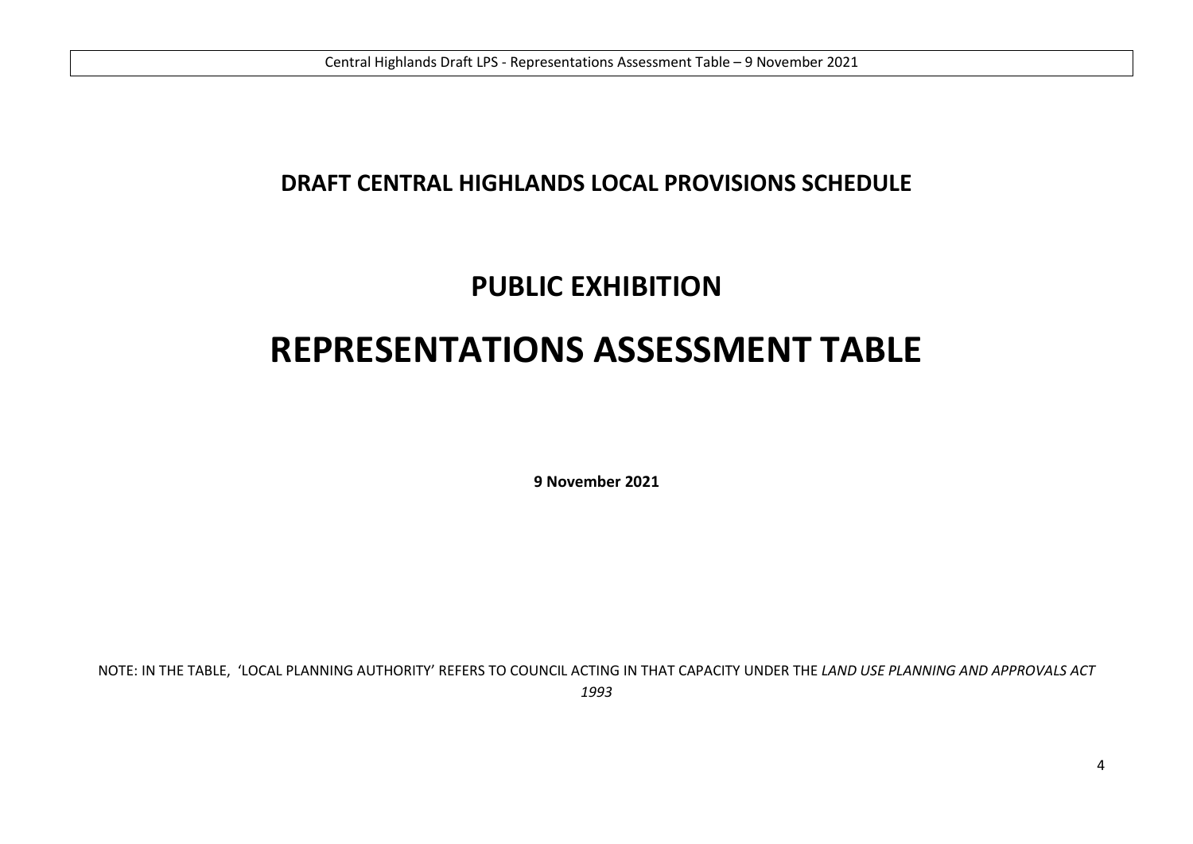## DRAFT CENTRAL HIGHLANDS LOCAL PROVISIONS SCHEDULE

## PUBLIC EXHIBITION

# REPRESENTATIONS ASSESSMENT TABLE

**9 November 2021**

NOTE: IN THE TABLE, 'LOCAL PLANNING AUTHORITY' REFERS TO COUNCIL ACTING IN THAT CAPACITY UNDER THE *LAND USE PLANNING AND APPROVALS ACT 1993*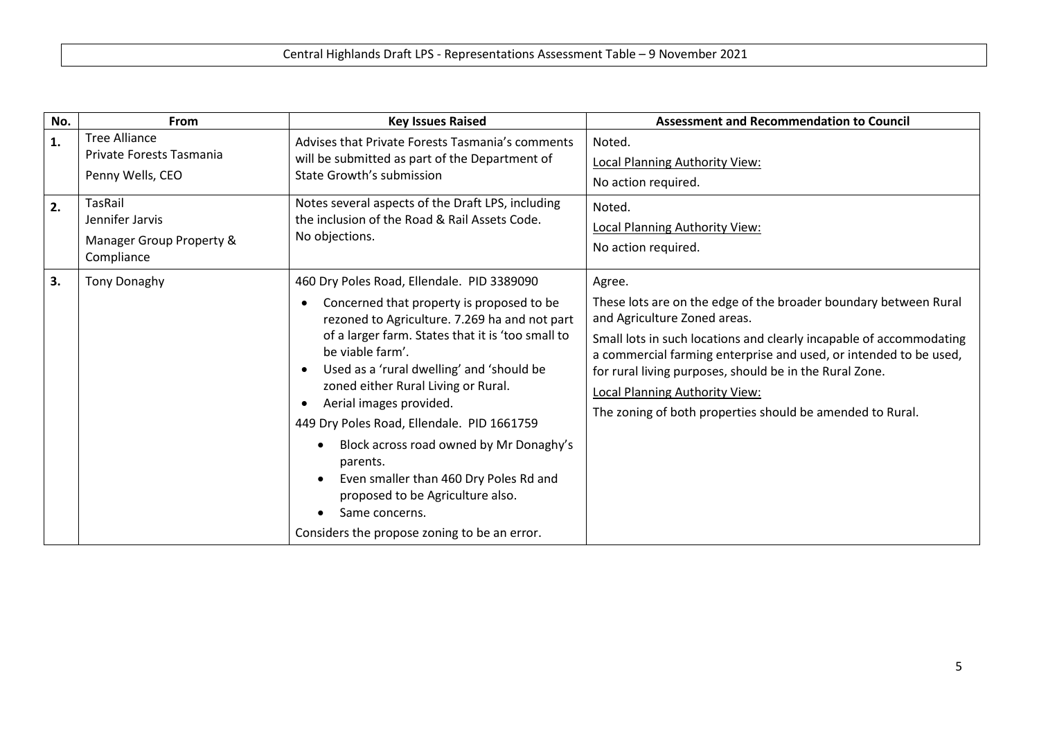Central Highlands Draft LPS - Representations Assessment Table – 9 November 2021

| No. | From | Key Issues Raised | Assessment and Recommendation to Council |
|---|---|---|---|
| **1.** | Tree Alliance<br>Private Forests Tasmania<br>Penny Wells, CEO | Advises that Private Forests Tasmania's comments will be submitted as part of the Department of State Growth's submission | Noted.<br><u>Local Planning Authority View:</u><br>No action required. |
| **2.** | TasRail<br>Jennifer Jarvis<br>Manager Group Property & Compliance | Notes several aspects of the Draft LPS, including the inclusion of the Road & Rail Assets Code.<br>No objections. | Noted.<br><u>Local Planning Authority View:</u><br>No action required. |
| **3.** | Tony Donaghy | 460 Dry Poles Road, Ellendale. PID 3389090<br>• Concerned that property is proposed to be rezoned to Agriculture. 7.269 ha and not part of a larger farm. States that it is 'too small to be viable farm'.<br>• Used as a 'rural dwelling' and 'should be zoned either Rural Living or Rural.<br>• Aerial images provided.<br>449 Dry Poles Road, Ellendale. PID 1661759<br>• Block across road owned by Mr Donaghy's parents.<br>• Even smaller than 460 Dry Poles Rd and proposed to be Agriculture also.<br>• Same concerns.<br>Considers the propose zoning to be an error. | Agree.<br>These lots are on the edge of the broader boundary between Rural and Agriculture Zoned areas.<br>Small lots in such locations and clearly incapable of accommodating a commercial farming enterprise and used, or intended to be used, for rural living purposes, should be in the Rural Zone.<br><u>Local Planning Authority View:</u><br>The zoning of both properties should be amended to Rural. |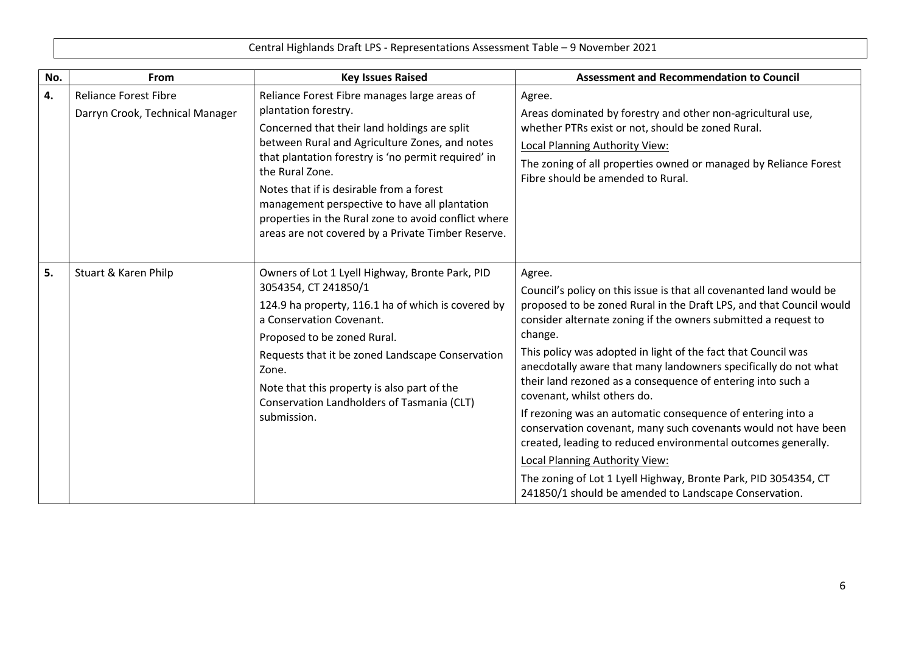Central Highlands Draft LPS - Representations Assessment Table – 9 November 2021

| No. | From | Key Issues Raised | Assessment and Recommendation to Council |
|---|---|---|---|
| **4.** | Reliance Forest Fibre<br>Darryn Crook, Technical Manager | Reliance Forest Fibre manages large areas of plantation forestry.<br>Concerned that their land holdings are split between Rural and Agriculture Zones, and notes that plantation forestry is 'no permit required' in the Rural Zone.<br>Notes that if is desirable from a forest management perspective to have all plantation properties in the Rural zone to avoid conflict where areas are not covered by a Private Timber Reserve. | Agree.<br>Areas dominated by forestry and other non-agricultural use, whether PTRs exist or not, should be zoned Rural.<br><u>Local Planning Authority View:</u><br>The zoning of all properties owned or managed by Reliance Forest Fibre should be amended to Rural. |
| **5.** | Stuart & Karen Philp | Owners of Lot 1 Lyell Highway, Bronte Park, PID 3054354, CT 241850/1<br>124.9 ha property, 116.1 ha of which is covered by a Conservation Covenant.<br>Proposed to be zoned Rural.<br>Requests that it be zoned Landscape Conservation Zone.<br>Note that this property is also part of the Conservation Landholders of Tasmania (CLT) submission. | Agree.<br>Council's policy on this issue is that all covenanted land would be proposed to be zoned Rural in the Draft LPS, and that Council would consider alternate zoning if the owners submitted a request to change.<br>This policy was adopted in light of the fact that Council was anecdotally aware that many landowners specifically do not what their land rezoned as a consequence of entering into such a covenant, whilst others do.<br>If rezoning was an automatic consequence of entering into a conservation covenant, many such covenants would not have been created, leading to reduced environmental outcomes generally.<br><u>Local Planning Authority View:</u><br>The zoning of Lot 1 Lyell Highway, Bronte Park, PID 3054354, CT 241850/1 should be amended to Landscape Conservation. |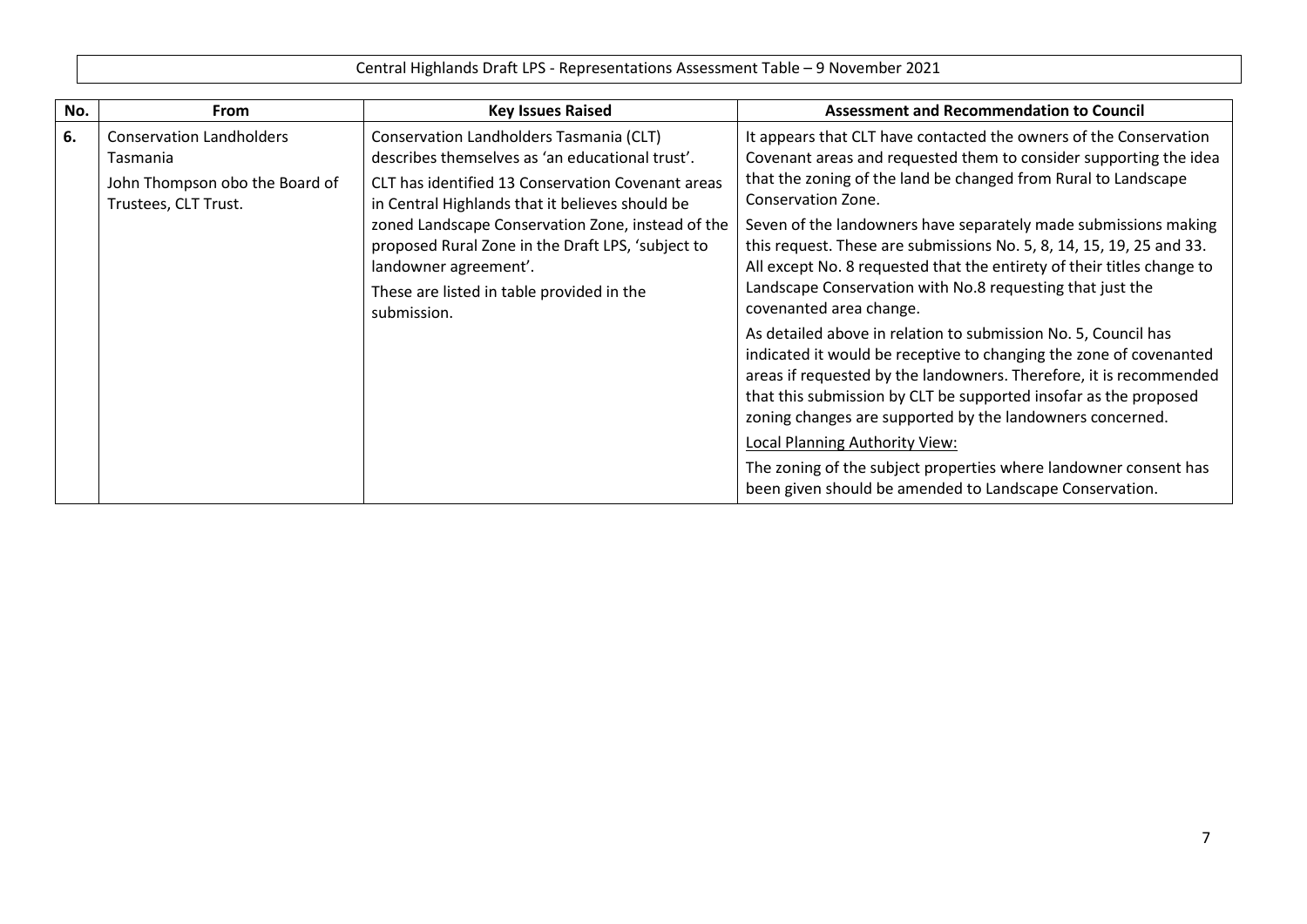Central Highlands Draft LPS - Representations Assessment Table – 9 November 2021

| No. | From | Key Issues Raised | Assessment and Recommendation to Council |
|---|---|---|---|
| 6. | Conservation Landholders Tasmania<br><br>John Thompson obo the Board of Trustees, CLT Trust. | Conservation Landholders Tasmania (CLT) describes themselves as 'an educational trust'.<br><br>CLT has identified 13 Conservation Covenant areas in Central Highlands that it believes should be zoned Landscape Conservation Zone, instead of the proposed Rural Zone in the Draft LPS, 'subject to landowner agreement'.<br><br>These are listed in table provided in the submission. | It appears that CLT have contacted the owners of the Conservation Covenant areas and requested them to consider supporting the idea that the zoning of the land be changed from Rural to Landscape Conservation Zone.<br><br>Seven of the landowners have separately made submissions making this request. These are submissions No. 5, 8, 14, 15, 19, 25 and 33. All except No. 8 requested that the entirety of their titles change to Landscape Conservation with No.8 requesting that just the covenanted area change.<br><br>As detailed above in relation to submission No. 5, Council has indicated it would be receptive to changing the zone of covenanted areas if requested by the landowners. Therefore, it is recommended that this submission by CLT be supported insofar as the proposed zoning changes are supported by the landowners concerned.<br><br><u>Local Planning Authority View:</u><br><br>The zoning of the subject properties where landowner consent has been given should be amended to Landscape Conservation. |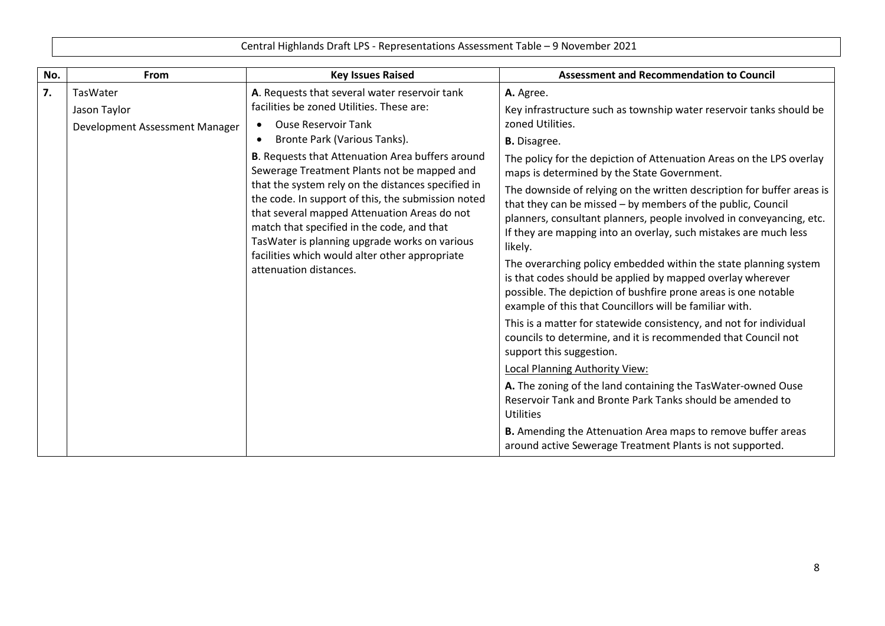Central Highlands Draft LPS - Representations Assessment Table – 9 November 2021

| No. | From | Key Issues Raised | Assessment and Recommendation to Council |
|---|---|---|---|
| **7.** | TasWater<br>Jason Taylor<br>Development Assessment Manager | **A**. Requests that several water reservoir tank facilities be zoned Utilities. These are:<br>• Ouse Reservoir Tank<br>• Bronte Park (Various Tanks).<br>**B**. Requests that Attenuation Area buffers around Sewerage Treatment Plants not be mapped and that the system rely on the distances specified in the code. In support of this, the submission noted that several mapped Attenuation Areas do not match that specified in the code, and that TasWater is planning upgrade works on various facilities which would alter other appropriate attenuation distances. | **A.** Agree.<br>Key infrastructure such as township water reservoir tanks should be zoned Utilities.<br>**B.** Disagree.<br>The policy for the depiction of Attenuation Areas on the LPS overlay maps is determined by the State Government.<br>The downside of relying on the written description for buffer areas is that they can be missed – by members of the public, Council planners, consultant planners, people involved in conveyancing, etc. If they are mapping into an overlay, such mistakes are much less likely.<br>The overarching policy embedded within the state planning system is that codes should be applied by mapped overlay wherever possible. The depiction of bushfire prone areas is one notable example of this that Councillors will be familiar with.<br>This is a matter for statewide consistency, and not for individual councils to determine, and it is recommended that Council not support this suggestion.<br><ins>Local Planning Authority View:</ins><br>**A.** The zoning of the land containing the TasWater-owned Ouse Reservoir Tank and Bronte Park Tanks should be amended to Utilities<br>**B.** Amending the Attenuation Area maps to remove buffer areas around active Sewerage Treatment Plants is not supported. |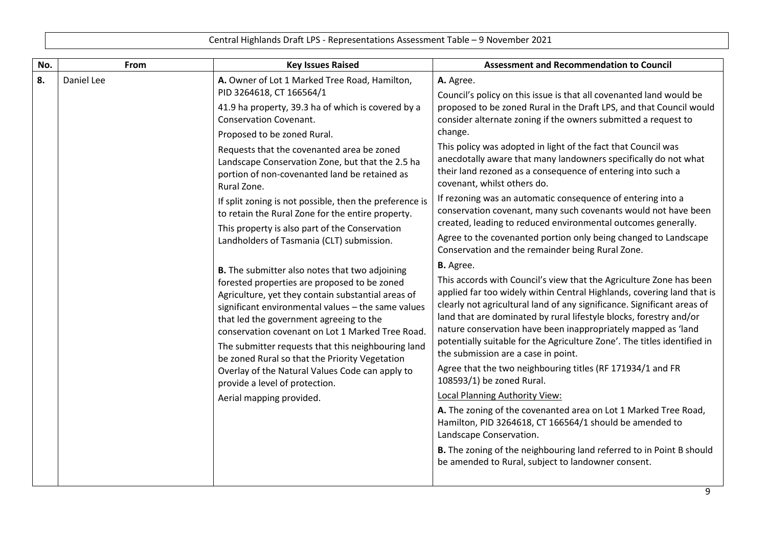Central Highlands Draft LPS - Representations Assessment Table – 9 November 2021

| No. | From | Key Issues Raised | Assessment and Recommendation to Council |
|---|---|---|---|
| **8.** | Daniel Lee | **A.** Owner of Lot 1 Marked Tree Road, Hamilton, PID 3264618, CT 166564/1<br><br>41.9 ha property, 39.3 ha of which is covered by a Conservation Covenant.<br><br>Proposed to be zoned Rural.<br><br>Requests that the covenanted area be zoned Landscape Conservation Zone, but that the 2.5 ha portion of non-covenanted land be retained as Rural Zone.<br><br>If split zoning is not possible, then the preference is to retain the Rural Zone for the entire property.<br><br>This property is also part of the Conservation Landholders of Tasmania (CLT) submission.<br><br>**B.** The submitter also notes that two adjoining forested properties are proposed to be zoned Agriculture, yet they contain substantial areas of significant environmental values – the same values that led the government agreeing to the conservation covenant on Lot 1 Marked Tree Road.<br><br>The submitter requests that this neighbouring land be zoned Rural so that the Priority Vegetation Overlay of the Natural Values Code can apply to provide a level of protection.<br><br>Aerial mapping provided. | **A.** Agree.<br><br>Council's policy on this issue is that all covenanted land would be proposed to be zoned Rural in the Draft LPS, and that Council would consider alternate zoning if the owners submitted a request to change.<br><br>This policy was adopted in light of the fact that Council was anecdotally aware that many landowners specifically do not what their land rezoned as a consequence of entering into such a covenant, whilst others do.<br><br>If rezoning was an automatic consequence of entering into a conservation covenant, many such covenants would not have been created, leading to reduced environmental outcomes generally.<br><br>Agree to the covenanted portion only being changed to Landscape Conservation and the remainder being Rural Zone.<br><br>**B.** Agree.<br><br>This accords with Council's view that the Agriculture Zone has been applied far too widely within Central Highlands, covering land that is clearly not agricultural land of any significance. Significant areas of land that are dominated by rural lifestyle blocks, forestry and/or nature conservation have been inappropriately mapped as 'land potentially suitable for the Agriculture Zone'. The titles identified in the submission are a case in point.<br><br>Agree that the two neighbouring titles (RF 171934/1 and FR 108593/1) be zoned Rural.<br><br><u>Local Planning Authority View:</u><br><br>**A.** The zoning of the covenanted area on Lot 1 Marked Tree Road, Hamilton, PID 3264618, CT 166564/1 should be amended to Landscape Conservation.<br><br>**B.** The zoning of the neighbouring land referred to in Point B should be amended to Rural, subject to landowner consent. |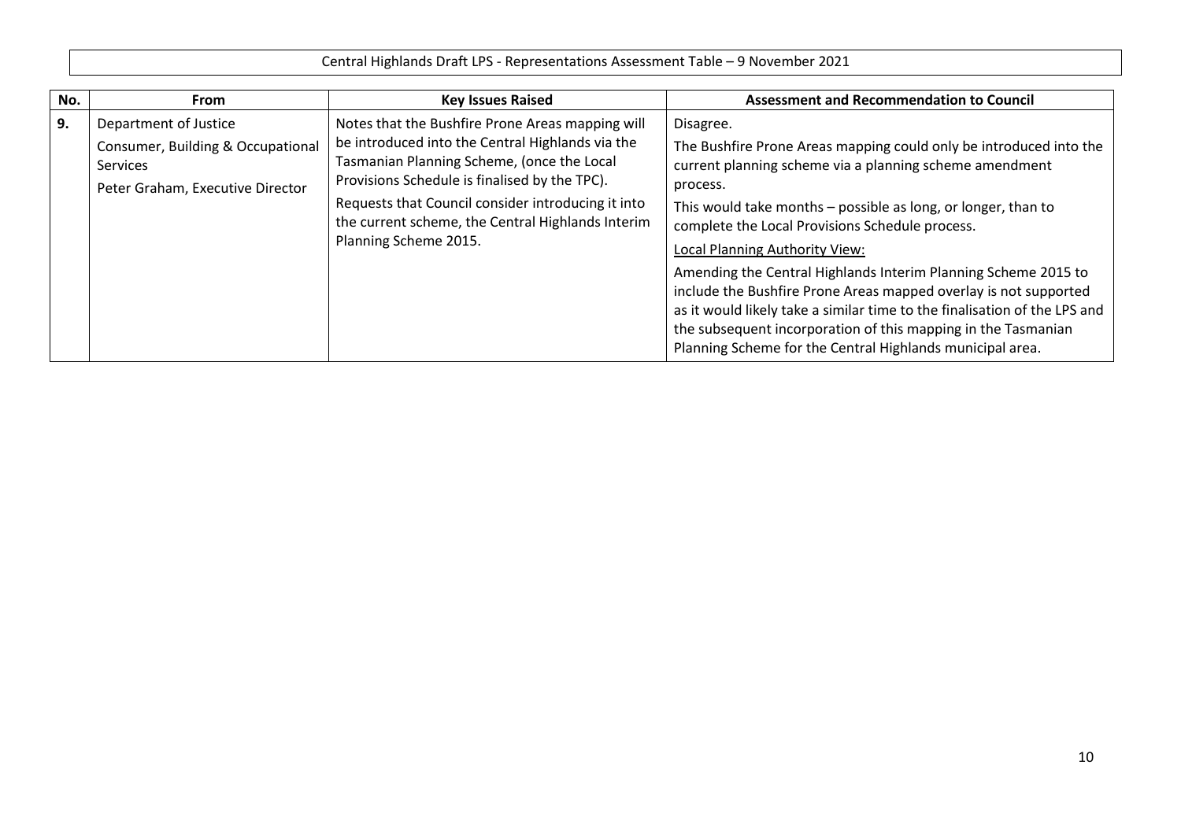Central Highlands Draft LPS - Representations Assessment Table – 9 November 2021

| No. | From | Key Issues Raised | Assessment and Recommendation to Council |
|---|---|---|---|
| **9.** | Department of Justice<br><br>Consumer, Building & Occupational Services<br><br>Peter Graham, Executive Director | Notes that the Bushfire Prone Areas mapping will be introduced into the Central Highlands via the Tasmanian Planning Scheme, (once the Local Provisions Schedule is finalised by the TPC).<br><br>Requests that Council consider introducing it into the current scheme, the Central Highlands Interim Planning Scheme 2015. | Disagree.<br><br>The Bushfire Prone Areas mapping could only be introduced into the current planning scheme via a planning scheme amendment process.<br><br>This would take months – possible as long, or longer, than to complete the Local Provisions Schedule process.<br><br>Local Planning Authority View:<br><br>Amending the Central Highlands Interim Planning Scheme 2015 to include the Bushfire Prone Areas mapped overlay is not supported as it would likely take a similar time to the finalisation of the LPS and the subsequent incorporation of this mapping in the Tasmanian Planning Scheme for the Central Highlands municipal area. |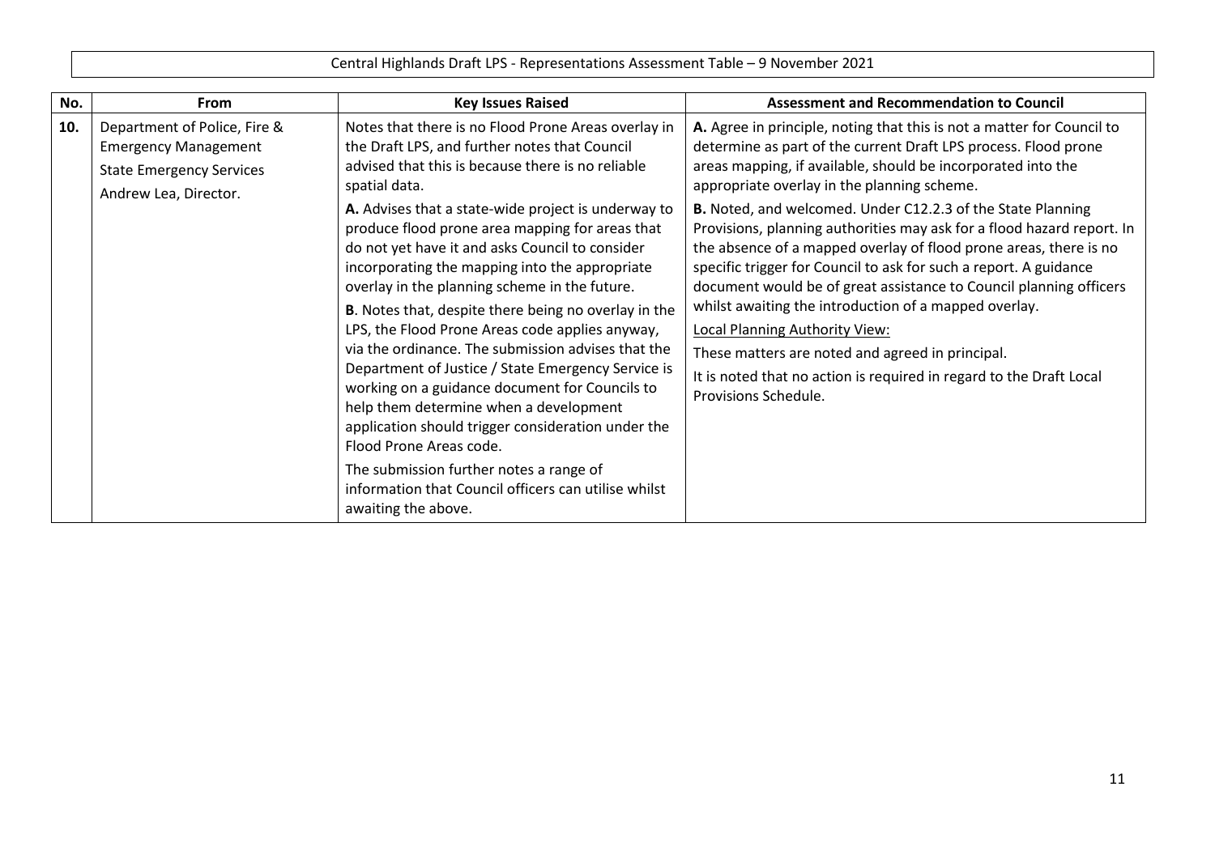Central Highlands Draft LPS - Representations Assessment Table – 9 November 2021

| No. | From | Key Issues Raised | Assessment and Recommendation to Council |
|---|---|---|---|
| **10.** | Department of Police, Fire & Emergency Management<br>State Emergency Services<br>Andrew Lea, Director. | Notes that there is no Flood Prone Areas overlay in the Draft LPS, and further notes that Council advised that this is because there is no reliable spatial data.<br><br>**A.** Advises that a state-wide project is underway to produce flood prone area mapping for areas that do not yet have it and asks Council to consider incorporating the mapping into the appropriate overlay in the planning scheme in the future.<br><br>**B**. Notes that, despite there being no overlay in the LPS, the Flood Prone Areas code applies anyway, via the ordinance. The submission advises that the Department of Justice / State Emergency Service is working on a guidance document for Councils to help them determine when a development application should trigger consideration under the Flood Prone Areas code.<br><br>The submission further notes a range of information that Council officers can utilise whilst awaiting the above. | **A.** Agree in principle, noting that this is not a matter for Council to determine as part of the current Draft LPS process. Flood prone areas mapping, if available, should be incorporated into the appropriate overlay in the planning scheme.<br><br>**B.** Noted, and welcomed. Under C12.2.3 of the State Planning Provisions, planning authorities may ask for a flood hazard report. In the absence of a mapped overlay of flood prone areas, there is no specific trigger for Council to ask for such a report. A guidance document would be of great assistance to Council planning officers whilst awaiting the introduction of a mapped overlay.<br><br><u>Local Planning Authority View:</u><br><br>These matters are noted and agreed in principal.<br><br>It is noted that no action is required in regard to the Draft Local Provisions Schedule. |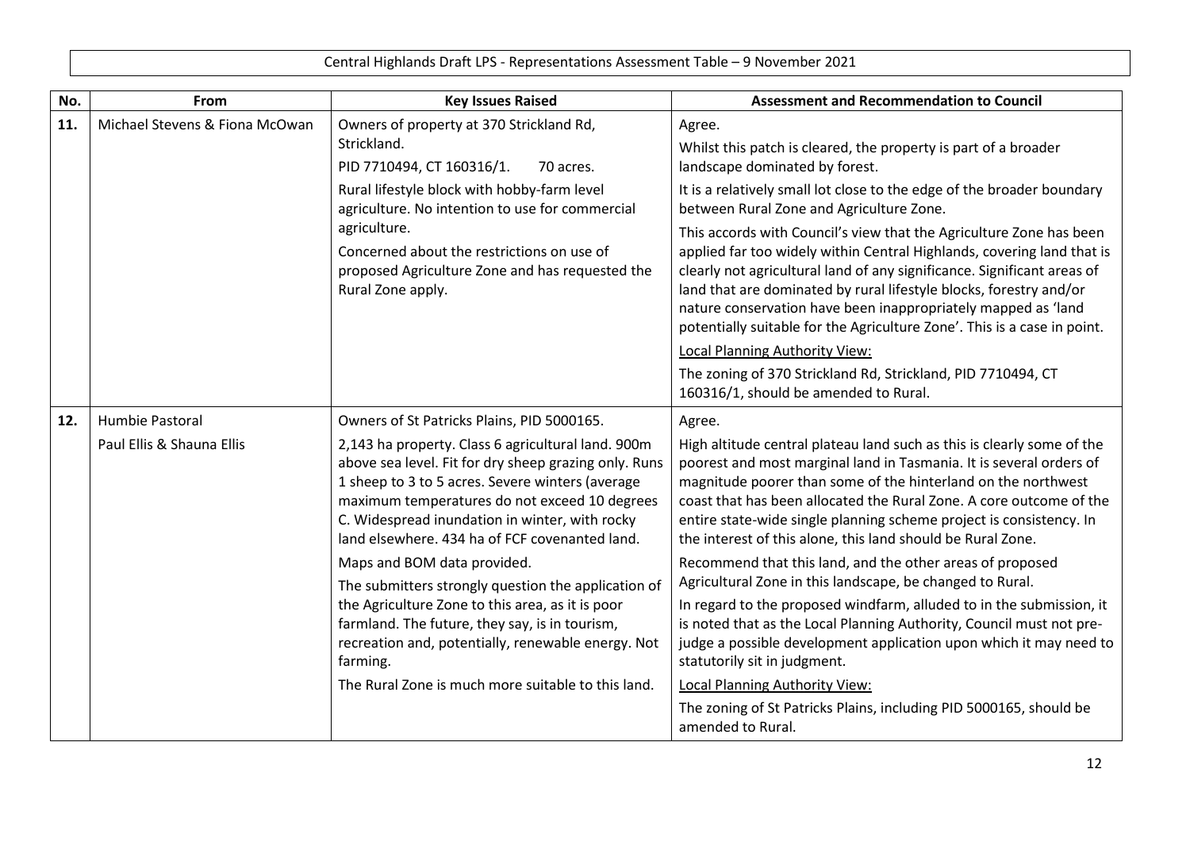Central Highlands Draft LPS - Representations Assessment Table – 9 November 2021

| No. | From | Key Issues Raised | Assessment and Recommendation to Council |
|---|---|---|---|
| 11. | Michael Stevens & Fiona McOwan | Owners of property at 370 Strickland Rd, Strickland.<br>PID 7710494, CT 160316/1. 70 acres.<br>Rural lifestyle block with hobby-farm level agriculture. No intention to use for commercial agriculture.<br>Concerned about the restrictions on use of proposed Agriculture Zone and has requested the Rural Zone apply. | Agree.<br>Whilst this patch is cleared, the property is part of a broader landscape dominated by forest.<br>It is a relatively small lot close to the edge of the broader boundary between Rural Zone and Agriculture Zone.<br>This accords with Council's view that the Agriculture Zone has been applied far too widely within Central Highlands, covering land that is clearly not agricultural land of any significance. Significant areas of land that are dominated by rural lifestyle blocks, forestry and/or nature conservation have been inappropriately mapped as 'land potentially suitable for the Agriculture Zone'. This is a case in point.<br><u>Local Planning Authority View:</u><br>The zoning of 370 Strickland Rd, Strickland, PID 7710494, CT 160316/1, should be amended to Rural. |
| 12. | Humbie Pastoral<br>Paul Ellis & Shauna Ellis | Owners of St Patricks Plains, PID 5000165.<br>2,143 ha property. Class 6 agricultural land. 900m above sea level. Fit for dry sheep grazing only. Runs 1 sheep to 3 to 5 acres. Severe winters (average maximum temperatures do not exceed 10 degrees C. Widespread inundation in winter, with rocky land elsewhere. 434 ha of FCF covenanted land.<br>Maps and BOM data provided.<br>The submitters strongly question the application of the Agriculture Zone to this area, as it is poor farmland. The future, they say, is in tourism, recreation and, potentially, renewable energy. Not farming.<br>The Rural Zone is much more suitable to this land. | Agree.<br>High altitude central plateau land such as this is clearly some of the poorest and most marginal land in Tasmania. It is several orders of magnitude poorer than some of the hinterland on the northwest coast that has been allocated the Rural Zone. A core outcome of the entire state-wide single planning scheme project is consistency. In the interest of this alone, this land should be Rural Zone.<br>Recommend that this land, and the other areas of proposed Agricultural Zone in this landscape, be changed to Rural.<br>In regard to the proposed windfarm, alluded to in the submission, it is noted that as the Local Planning Authority, Council must not pre-judge a possible development application upon which it may need to statutorily sit in judgment.<br><u>Local Planning Authority View:</u><br>The zoning of St Patricks Plains, including PID 5000165, should be amended to Rural. |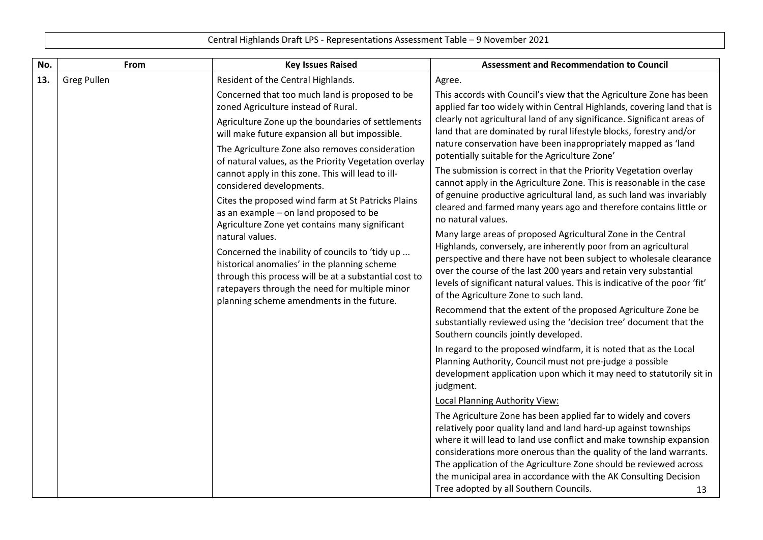Central Highlands Draft LPS - Representations Assessment Table – 9 November 2021

| No. | From | Key Issues Raised | Assessment and Recommendation to Council |
|---|---|---|---|
| 13. | Greg Pullen | Resident of the Central Highlands.<br><br>Concerned that too much land is proposed to be zoned Agriculture instead of Rural.<br><br>Agriculture Zone up the boundaries of settlements will make future expansion all but impossible.<br><br>The Agriculture Zone also removes consideration of natural values, as the Priority Vegetation overlay cannot apply in this zone. This will lead to ill-considered developments.<br><br>Cites the proposed wind farm at St Patricks Plains as an example – on land proposed to be Agriculture Zone yet contains many significant natural values.<br><br>Concerned the inability of councils to 'tidy up ... historical anomalies' in the planning scheme through this process will be at a substantial cost to ratepayers through the need for multiple minor planning scheme amendments in the future. | Agree.<br><br>This accords with Council's view that the Agriculture Zone has been applied far too widely within Central Highlands, covering land that is clearly not agricultural land of any significance. Significant areas of land that are dominated by rural lifestyle blocks, forestry and/or nature conservation have been inappropriately mapped as 'land potentially suitable for the Agriculture Zone'<br><br>The submission is correct in that the Priority Vegetation overlay cannot apply in the Agriculture Zone. This is reasonable in the case of genuine productive agricultural land, as such land was invariably cleared and farmed many years ago and therefore contains little or no natural values.<br><br>Many large areas of proposed Agricultural Zone in the Central Highlands, conversely, are inherently poor from an agricultural perspective and there have not been subject to wholesale clearance over the course of the last 200 years and retain very substantial levels of significant natural values. This is indicative of the poor 'fit' of the Agriculture Zone to such land.<br><br>Recommend that the extent of the proposed Agriculture Zone be substantially reviewed using the 'decision tree' document that the Southern councils jointly developed.<br><br>In regard to the proposed windfarm, it is noted that as the Local Planning Authority, Council must not pre-judge a possible development application upon which it may need to statutorily sit in judgment.<br><br><u>Local Planning Authority View:</u><br><br>The Agriculture Zone has been applied far to widely and covers relatively poor quality land and land hard-up against townships where it will lead to land use conflict and make township expansion considerations more onerous than the quality of the land warrants. The application of the Agriculture Zone should be reviewed across the municipal area in accordance with the AK Consulting Decision Tree adopted by all Southern Councils. |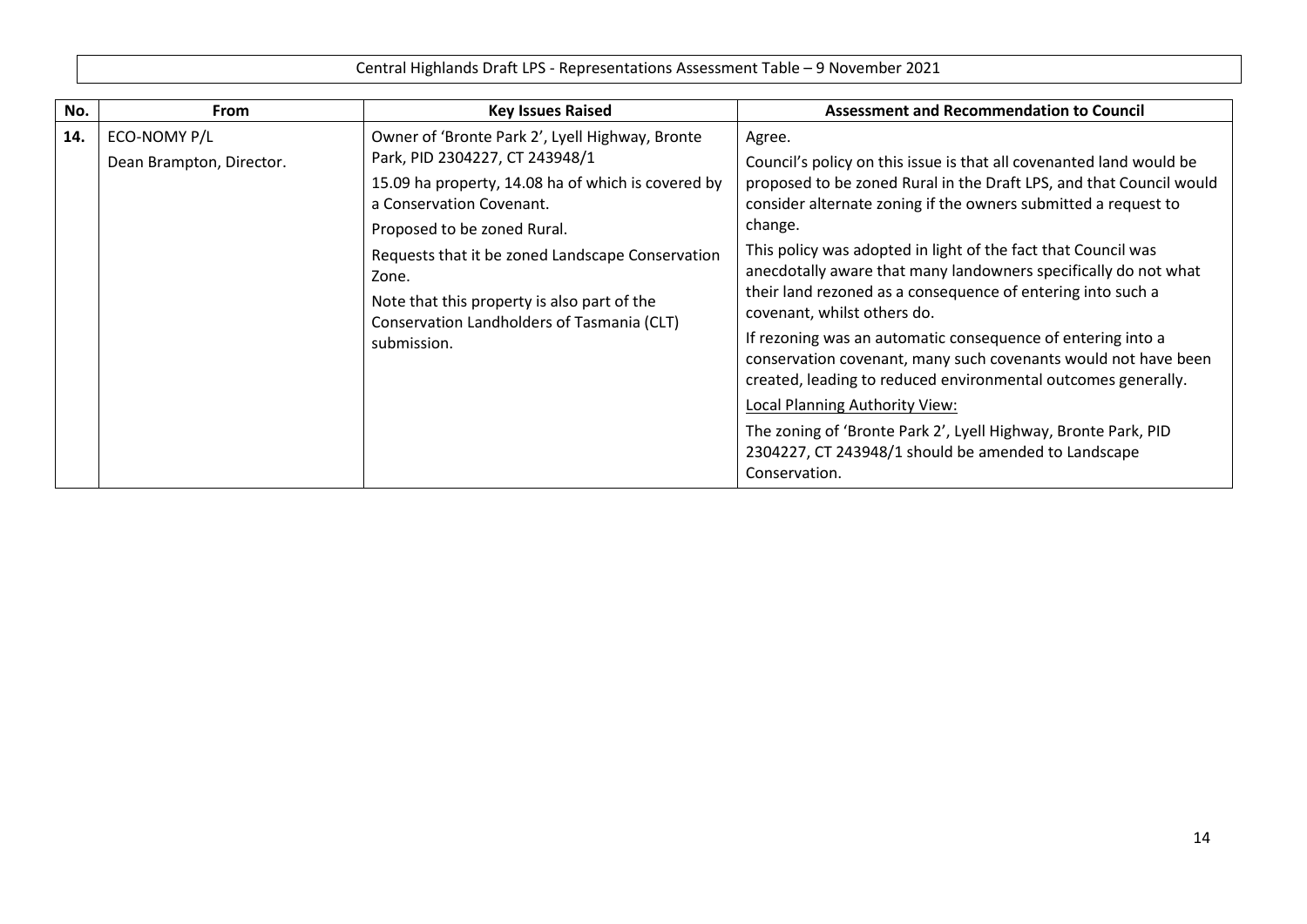Central Highlands Draft LPS - Representations Assessment Table – 9 November 2021

| No. | From | Key Issues Raised | Assessment and Recommendation to Council |
|---|---|---|---|
| **14.** | ECO-NOMY P/L<br>Dean Brampton, Director. | Owner of 'Bronte Park 2', Lyell Highway, Bronte Park, PID 2304227, CT 243948/1<br>15.09 ha property, 14.08 ha of which is covered by a Conservation Covenant.<br>Proposed to be zoned Rural.<br>Requests that it be zoned Landscape Conservation Zone.<br>Note that this property is also part of the Conservation Landholders of Tasmania (CLT) submission. | Agree.<br>Council's policy on this issue is that all covenanted land would be proposed to be zoned Rural in the Draft LPS, and that Council would consider alternate zoning if the owners submitted a request to change.<br>This policy was adopted in light of the fact that Council was anecdotally aware that many landowners specifically do not what their land rezoned as a consequence of entering into such a covenant, whilst others do.<br>If rezoning was an automatic consequence of entering into a conservation covenant, many such covenants would not have been created, leading to reduced environmental outcomes generally.<br><u>Local Planning Authority View:</u><br>The zoning of 'Bronte Park 2', Lyell Highway, Bronte Park, PID 2304227, CT 243948/1 should be amended to Landscape Conservation. |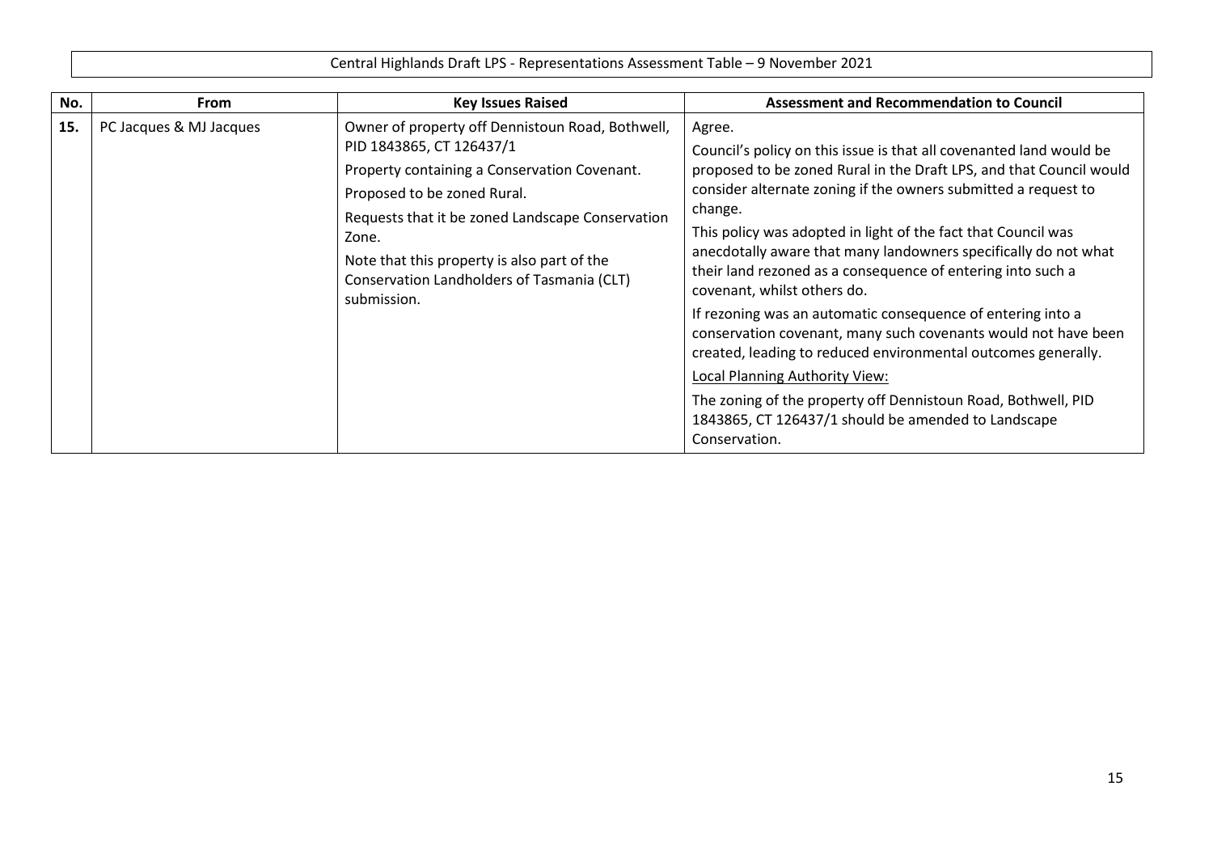Central Highlands Draft LPS - Representations Assessment Table – 9 November 2021

| No. | From | Key Issues Raised | Assessment and Recommendation to Council |
|---|---|---|---|
| 15. | PC Jacques & MJ Jacques | Owner of property off Dennistoun Road, Bothwell, PID 1843865, CT 126437/1<br><br>Property containing a Conservation Covenant.<br><br>Proposed to be zoned Rural.<br><br>Requests that it be zoned Landscape Conservation Zone.<br><br>Note that this property is also part of the Conservation Landholders of Tasmania (CLT) submission. | Agree.<br><br>Council's policy on this issue is that all covenanted land would be proposed to be zoned Rural in the Draft LPS, and that Council would consider alternate zoning if the owners submitted a request to change.<br><br>This policy was adopted in light of the fact that Council was anecdotally aware that many landowners specifically do not what their land rezoned as a consequence of entering into such a covenant, whilst others do.<br><br>If rezoning was an automatic consequence of entering into a conservation covenant, many such covenants would not have been created, leading to reduced environmental outcomes generally.<br><br><u>Local Planning Authority View:</u><br><br>The zoning of the property off Dennistoun Road, Bothwell, PID 1843865, CT 126437/1 should be amended to Landscape Conservation. |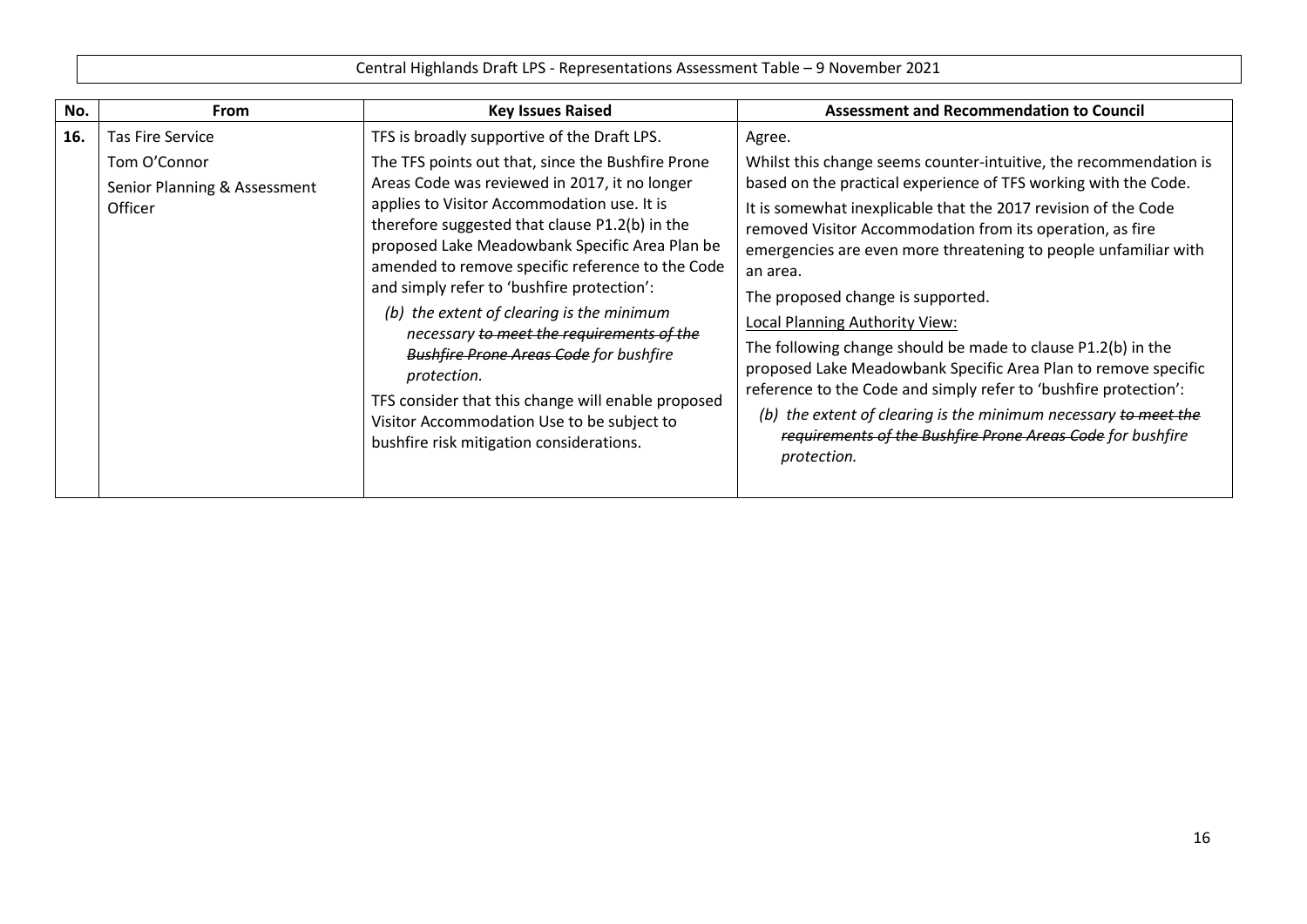Central Highlands Draft LPS - Representations Assessment Table – 9 November 2021

| No. | From | Key Issues Raised | Assessment and Recommendation to Council |
|---|---|---|---|
| **16.** | Tas Fire Service<br><br>Tom O'Connor<br><br>Senior Planning & Assessment Officer | TFS is broadly supportive of the Draft LPS.<br><br>The TFS points out that, since the Bushfire Prone Areas Code was reviewed in 2017, it no longer applies to Visitor Accommodation use. It is therefore suggested that clause P1.2(b) in the proposed Lake Meadowbank Specific Area Plan be amended to remove specific reference to the Code and simply refer to 'bushfire protection':<br><br>*(b) the extent of clearing is the minimum necessary ~~to meet the requirements of the Bushfire Prone Areas Code~~ for bushfire protection.*<br><br>TFS consider that this change will enable proposed Visitor Accommodation Use to be subject to bushfire risk mitigation considerations. | Agree.<br><br>Whilst this change seems counter-intuitive, the recommendation is based on the practical experience of TFS working with the Code.<br><br>It is somewhat inexplicable that the 2017 revision of the Code removed Visitor Accommodation from its operation, as fire emergencies are even more threatening to people unfamiliar with an area.<br><br>The proposed change is supported.<br><br><u>Local Planning Authority View:</u><br><br>The following change should be made to clause P1.2(b) in the proposed Lake Meadowbank Specific Area Plan to remove specific reference to the Code and simply refer to 'bushfire protection':<br><br>*(b) the extent of clearing is the minimum necessary ~~to meet the requirements of the Bushfire Prone Areas Code~~ for bushfire protection.* |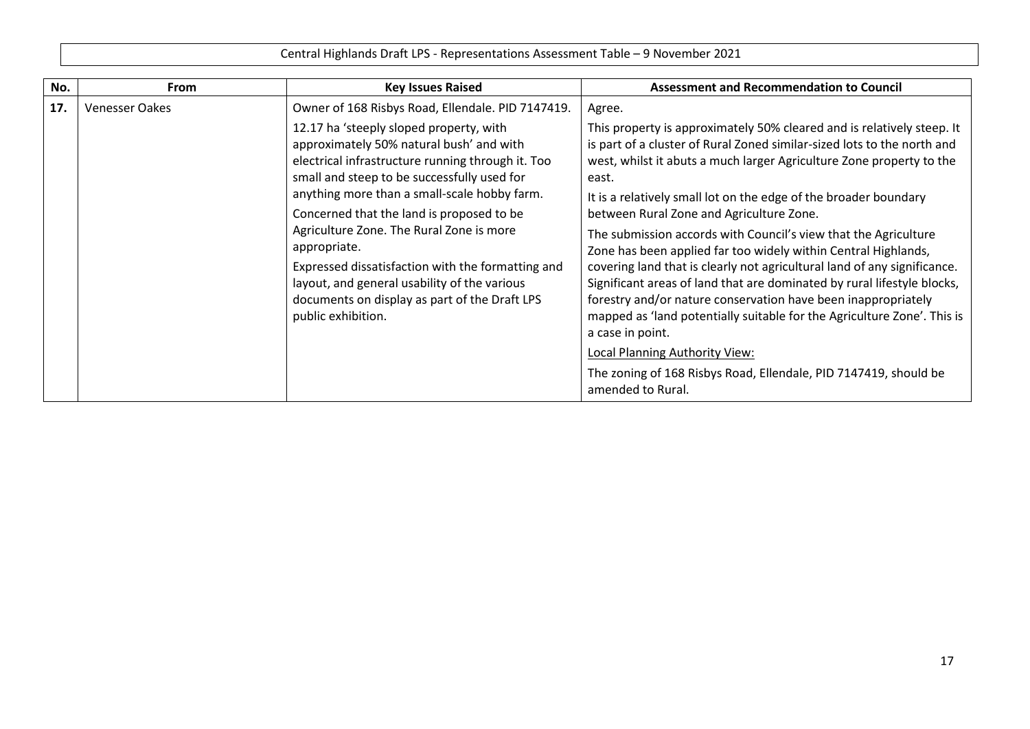Central Highlands Draft LPS - Representations Assessment Table – 9 November 2021

| No. | From | Key Issues Raised | Assessment and Recommendation to Council |
|---|---|---|---|
| 17. | Venesser Oakes | Owner of 168 Risbys Road, Ellendale. PID 7147419.<br><br>12.17 ha 'steeply sloped property, with approximately 50% natural bush' and with electrical infrastructure running through it. Too small and steep to be successfully used for anything more than a small-scale hobby farm.<br><br>Concerned that the land is proposed to be Agriculture Zone. The Rural Zone is more appropriate.<br><br>Expressed dissatisfaction with the formatting and layout, and general usability of the various documents on display as part of the Draft LPS public exhibition. | Agree.<br><br>This property is approximately 50% cleared and is relatively steep. It is part of a cluster of Rural Zoned similar-sized lots to the north and west, whilst it abuts a much larger Agriculture Zone property to the east.<br><br>It is a relatively small lot on the edge of the broader boundary between Rural Zone and Agriculture Zone.<br><br>The submission accords with Council's view that the Agriculture Zone has been applied far too widely within Central Highlands, covering land that is clearly not agricultural land of any significance. Significant areas of land that are dominated by rural lifestyle blocks, forestry and/or nature conservation have been inappropriately mapped as 'land potentially suitable for the Agriculture Zone'. This is a case in point.<br><br><u>Local Planning Authority View:</u><br><br>The zoning of 168 Risbys Road, Ellendale, PID 7147419, should be amended to Rural. |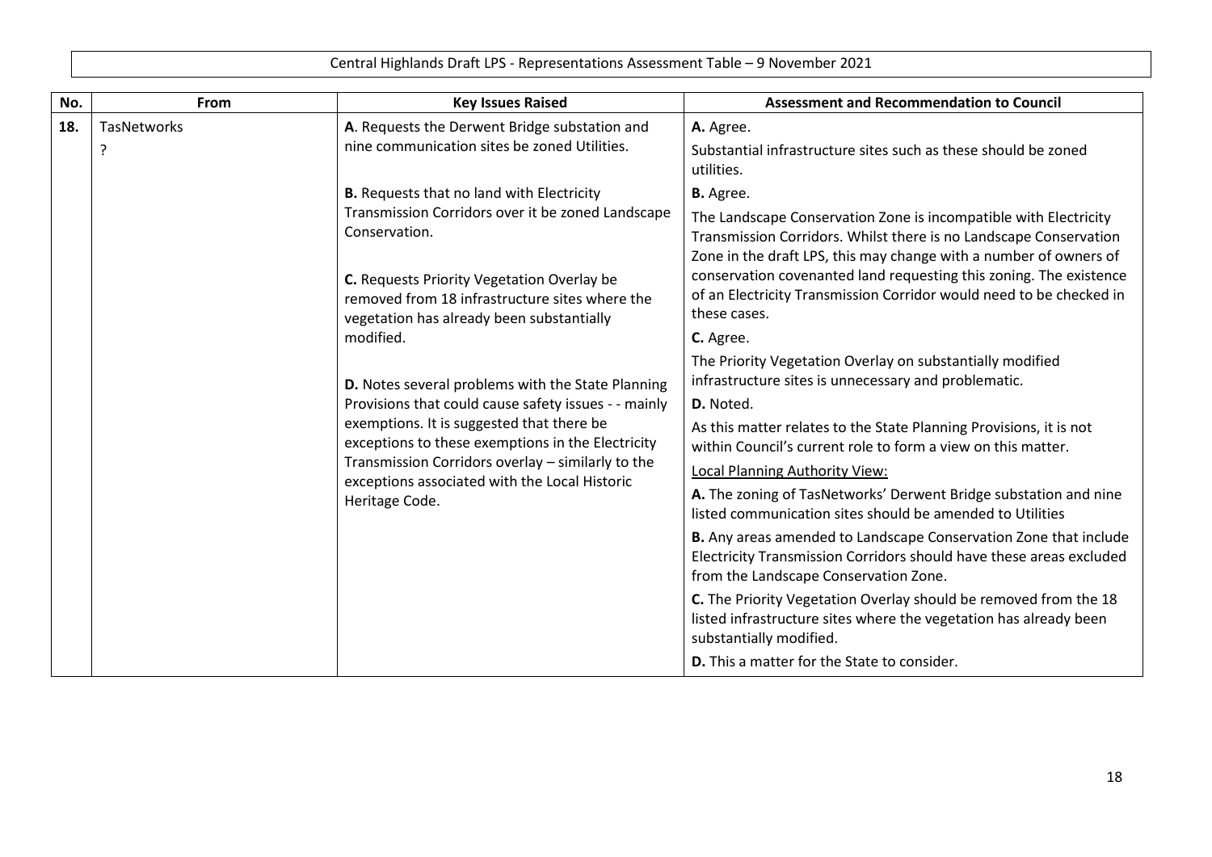Central Highlands Draft LPS - Representations Assessment Table – 9 November 2021

| No. | From | Key Issues Raised | Assessment and Recommendation to Council |
|---|---|---|---|
| 18. | TasNetworks<br>? | **A**. Requests the Derwent Bridge substation and nine communication sites be zoned Utilities.<br><br>**B.** Requests that no land with Electricity Transmission Corridors over it be zoned Landscape Conservation.<br><br>**C.** Requests Priority Vegetation Overlay be removed from 18 infrastructure sites where the vegetation has already been substantially modified.<br><br>**D.** Notes several problems with the State Planning Provisions that could cause safety issues - - mainly exemptions. It is suggested that there be exceptions to these exemptions in the Electricity Transmission Corridors overlay – similarly to the exceptions associated with the Local Historic Heritage Code. | **A.** Agree.<br>Substantial infrastructure sites such as these should be zoned utilities.<br>**B.** Agree.<br>The Landscape Conservation Zone is incompatible with Electricity Transmission Corridors. Whilst there is no Landscape Conservation Zone in the draft LPS, this may change with a number of owners of conservation covenanted land requesting this zoning. The existence of an Electricity Transmission Corridor would need to be checked in these cases.<br>**C.** Agree.<br>The Priority Vegetation Overlay on substantially modified infrastructure sites is unnecessary and problematic.<br>**D.** Noted.<br>As this matter relates to the State Planning Provisions, it is not within Council's current role to form a view on this matter.<br><u>Local Planning Authority View:</u><br>**A.** The zoning of TasNetworks' Derwent Bridge substation and nine listed communication sites should be amended to Utilities<br>**B.** Any areas amended to Landscape Conservation Zone that include Electricity Transmission Corridors should have these areas excluded from the Landscape Conservation Zone.<br>**C.** The Priority Vegetation Overlay should be removed from the 18 listed infrastructure sites where the vegetation has already been substantially modified.<br>**D.** This a matter for the State to consider. |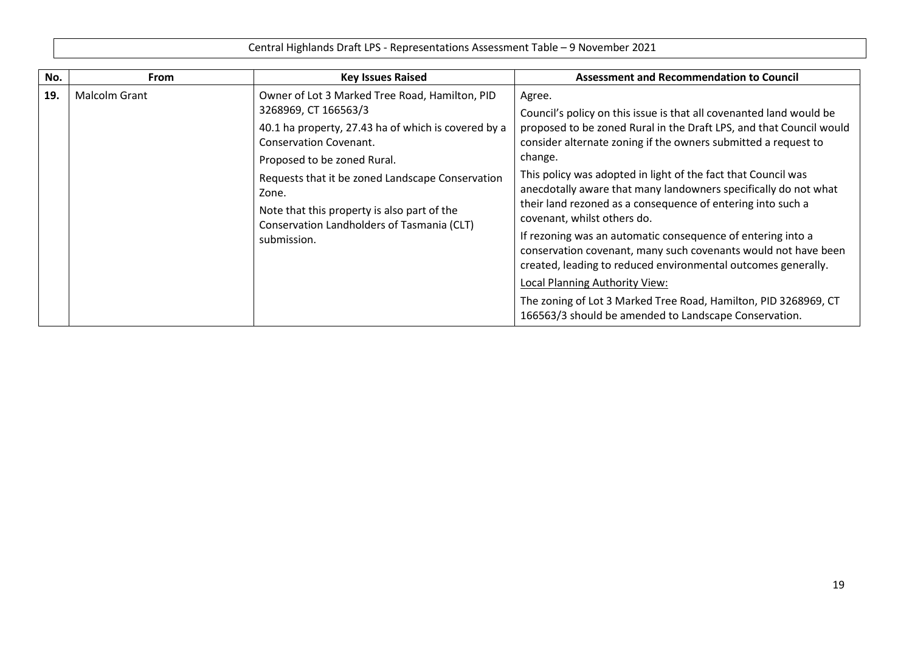Central Highlands Draft LPS - Representations Assessment Table – 9 November 2021

| No. | From | Key Issues Raised | Assessment and Recommendation to Council |
|---|---|---|---|
| 19. | Malcolm Grant | Owner of Lot 3 Marked Tree Road, Hamilton, PID 3268969, CT 166563/3<br><br>40.1 ha property, 27.43 ha of which is covered by a Conservation Covenant.<br><br>Proposed to be zoned Rural.<br><br>Requests that it be zoned Landscape Conservation Zone.<br><br>Note that this property is also part of the Conservation Landholders of Tasmania (CLT) submission. | Agree.<br><br>Council's policy on this issue is that all covenanted land would be proposed to be zoned Rural in the Draft LPS, and that Council would consider alternate zoning if the owners submitted a request to change.<br><br>This policy was adopted in light of the fact that Council was anecdotally aware that many landowners specifically do not what their land rezoned as a consequence of entering into such a covenant, whilst others do.<br><br>If rezoning was an automatic consequence of entering into a conservation covenant, many such covenants would not have been created, leading to reduced environmental outcomes generally.<br><br><u>Local Planning Authority View:</u><br><br>The zoning of Lot 3 Marked Tree Road, Hamilton, PID 3268969, CT 166563/3 should be amended to Landscape Conservation. |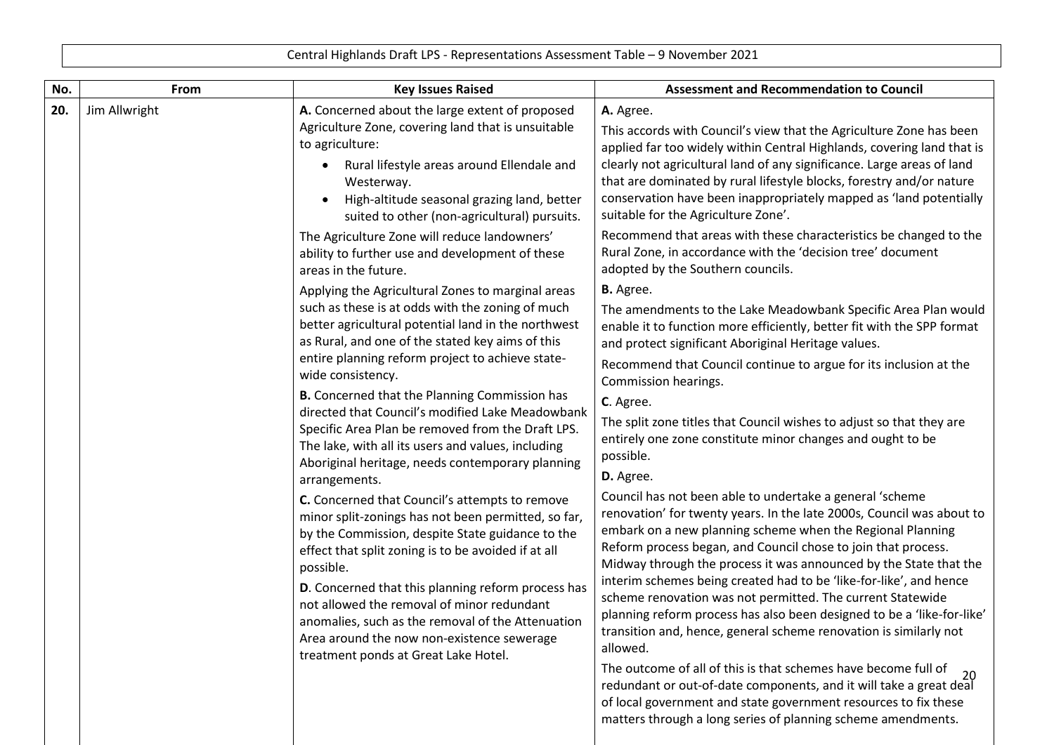Central Highlands Draft LPS - Representations Assessment Table – 9 November 2021

| No. | From | Key Issues Raised | Assessment and Recommendation to Council |
|---|---|---|---|
| 20. | Jim Allwright | **A.** Concerned about the large extent of proposed Agriculture Zone, covering land that is unsuitable to agriculture:<br>• Rural lifestyle areas around Ellendale and Westerway.<br>• High-altitude seasonal grazing land, better suited to other (non-agricultural) pursuits.<br>The Agriculture Zone will reduce landowners' ability to further use and development of these areas in the future.<br>Applying the Agricultural Zones to marginal areas such as these is at odds with the zoning of much better agricultural potential land in the northwest as Rural, and one of the stated key aims of this entire planning reform project to achieve state-wide consistency.<br>**B.** Concerned that the Planning Commission has directed that Council's modified Lake Meadowbank Specific Area Plan be removed from the Draft LPS. The lake, with all its users and values, including Aboriginal heritage, needs contemporary planning arrangements.<br>**C.** Concerned that Council's attempts to remove minor split-zonings has not been permitted, so far, by the Commission, despite State guidance to the effect that split zoning is to be avoided if at all possible.<br>**D**. Concerned that this planning reform process has not allowed the removal of minor redundant anomalies, such as the removal of the Attenuation Area around the now non-existence sewerage treatment ponds at Great Lake Hotel. | **A.** Agree.<br>This accords with Council's view that the Agriculture Zone has been applied far too widely within Central Highlands, covering land that is clearly not agricultural land of any significance. Large areas of land that are dominated by rural lifestyle blocks, forestry and/or nature conservation have been inappropriately mapped as 'land potentially suitable for the Agriculture Zone'.<br>Recommend that areas with these characteristics be changed to the Rural Zone, in accordance with the 'decision tree' document adopted by the Southern councils.<br>**B.** Agree.<br>The amendments to the Lake Meadowbank Specific Area Plan would enable it to function more efficiently, better fit with the SPP format and protect significant Aboriginal Heritage values.<br>Recommend that Council continue to argue for its inclusion at the Commission hearings.<br>**C**. Agree.<br>The split zone titles that Council wishes to adjust so that they are entirely one zone constitute minor changes and ought to be possible.<br>**D.** Agree.<br>Council has not been able to undertake a general 'scheme renovation' for twenty years. In the late 2000s, Council was about to embark on a new planning scheme when the Regional Planning Reform process began, and Council chose to join that process. Midway through the process it was announced by the State that the interim schemes being created had to be 'like-for-like', and hence scheme renovation was not permitted. The current Statewide planning reform process has also been designed to be a 'like-for-like' transition and, hence, general scheme renovation is similarly not allowed.<br>The outcome of all of this is that schemes have become full of redundant or out-of-date components, and it will take a great deal of local government and state government resources to fix these matters through a long series of planning scheme amendments. |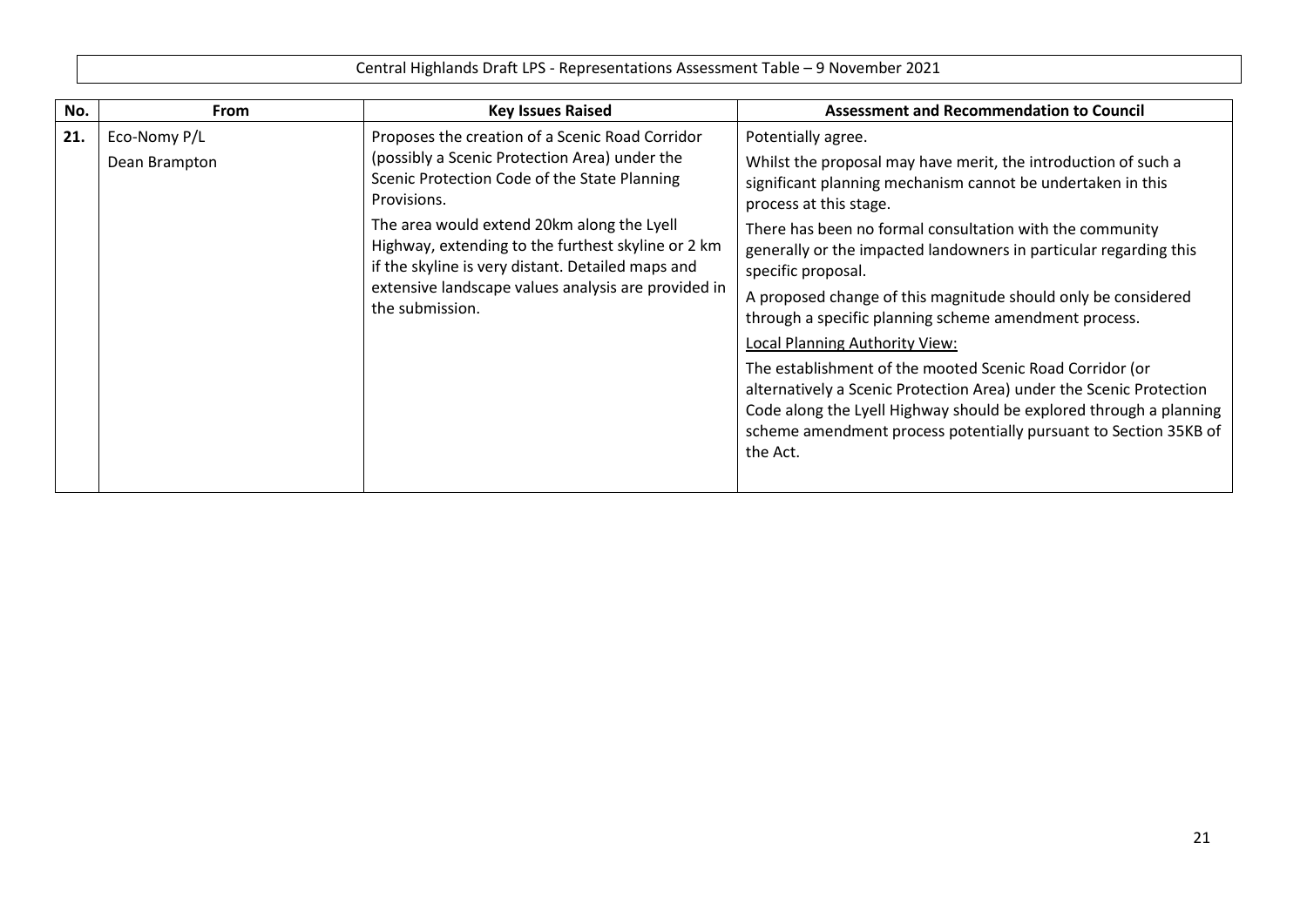Central Highlands Draft LPS - Representations Assessment Table – 9 November 2021

| No. | From | Key Issues Raised | Assessment and Recommendation to Council |
|---|---|---|---|
| **21.** | Eco-Nomy P/L<br>Dean Brampton | Proposes the creation of a Scenic Road Corridor (possibly a Scenic Protection Area) under the Scenic Protection Code of the State Planning Provisions.<br><br>The area would extend 20km along the Lyell Highway, extending to the furthest skyline or 2 km if the skyline is very distant. Detailed maps and extensive landscape values analysis are provided in the submission. | Potentially agree.<br><br>Whilst the proposal may have merit, the introduction of such a significant planning mechanism cannot be undertaken in this process at this stage.<br><br>There has been no formal consultation with the community generally or the impacted landowners in particular regarding this specific proposal.<br><br>A proposed change of this magnitude should only be considered through a specific planning scheme amendment process.<br><br><u>Local Planning Authority View:</u><br><br>The establishment of the mooted Scenic Road Corridor (or alternatively a Scenic Protection Area) under the Scenic Protection Code along the Lyell Highway should be explored through a planning scheme amendment process potentially pursuant to Section 35KB of the Act. |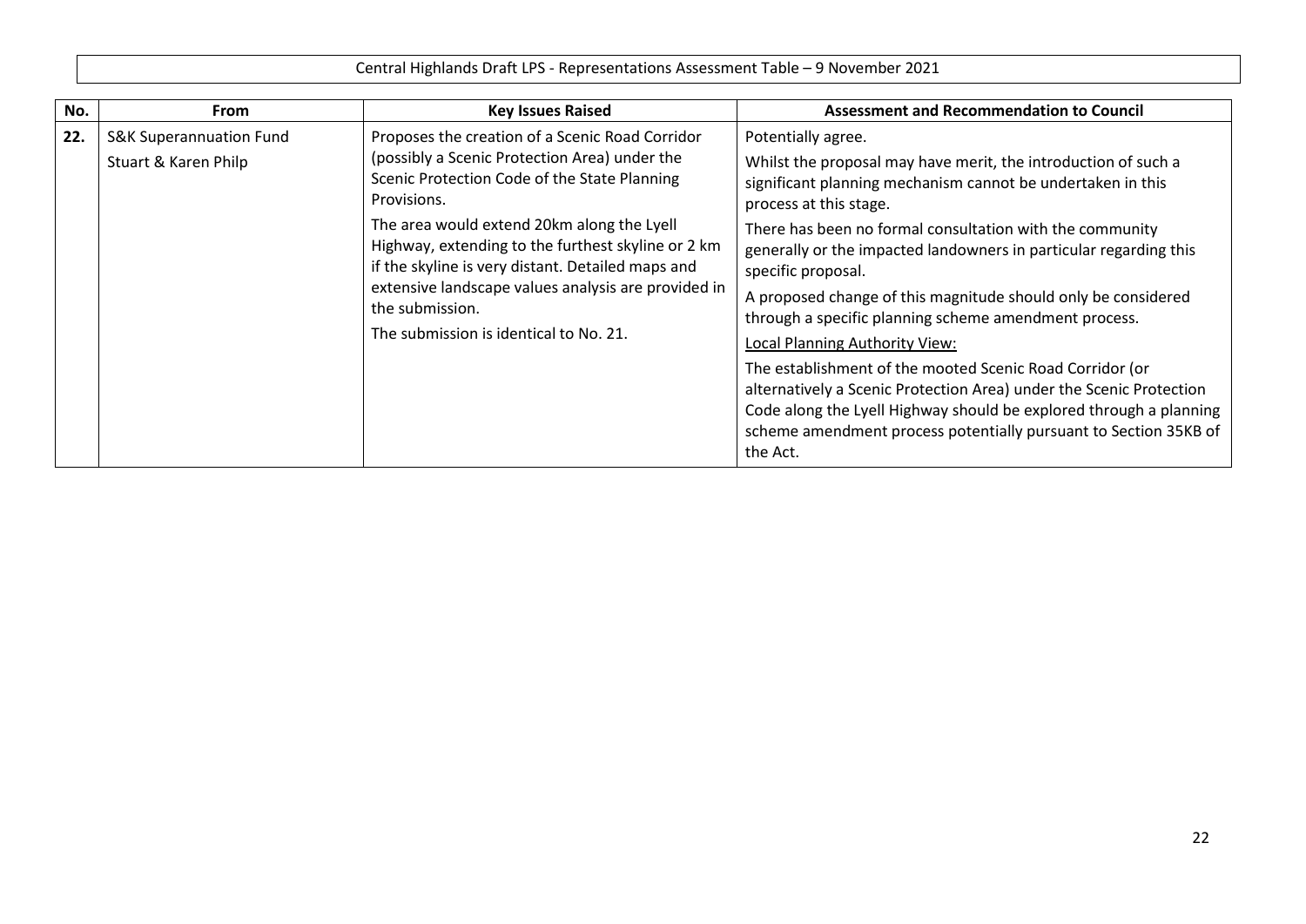Central Highlands Draft LPS - Representations Assessment Table – 9 November 2021

| No. | From | Key Issues Raised | Assessment and Recommendation to Council |
|---|---|---|---|
| 22. | S&K Superannuation Fund<br>Stuart & Karen Philp | Proposes the creation of a Scenic Road Corridor (possibly a Scenic Protection Area) under the Scenic Protection Code of the State Planning Provisions.<br><br>The area would extend 20km along the Lyell Highway, extending to the furthest skyline or 2 km if the skyline is very distant. Detailed maps and extensive landscape values analysis are provided in the submission.<br><br>The submission is identical to No. 21. | Potentially agree.<br><br>Whilst the proposal may have merit, the introduction of such a significant planning mechanism cannot be undertaken in this process at this stage.<br><br>There has been no formal consultation with the community generally or the impacted landowners in particular regarding this specific proposal.<br><br>A proposed change of this magnitude should only be considered through a specific planning scheme amendment process.<br><br>Local Planning Authority View:<br><br>The establishment of the mooted Scenic Road Corridor (or alternatively a Scenic Protection Area) under the Scenic Protection Code along the Lyell Highway should be explored through a planning scheme amendment process potentially pursuant to Section 35KB of the Act. |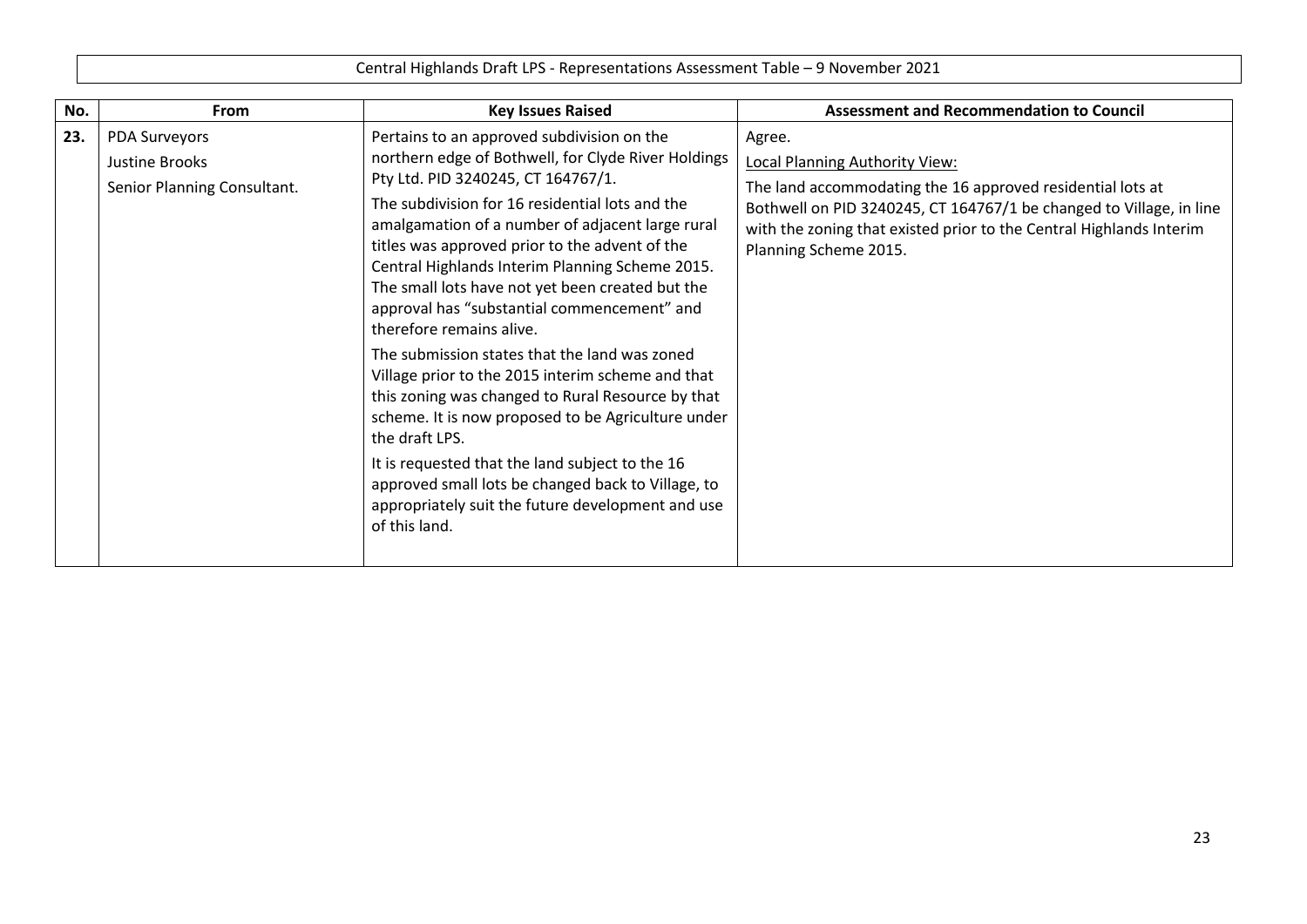Central Highlands Draft LPS - Representations Assessment Table – 9 November 2021

| No. | From | Key Issues Raised | Assessment and Recommendation to Council |
|---|---|---|---|
| 23. | PDA Surveyors<br>Justine Brooks<br>Senior Planning Consultant. | Pertains to an approved subdivision on the northern edge of Bothwell, for Clyde River Holdings Pty Ltd. PID 3240245, CT 164767/1.<br><br>The subdivision for 16 residential lots and the amalgamation of a number of adjacent large rural titles was approved prior to the advent of the Central Highlands Interim Planning Scheme 2015. The small lots have not yet been created but the approval has "substantial commencement" and therefore remains alive.<br><br>The submission states that the land was zoned Village prior to the 2015 interim scheme and that this zoning was changed to Rural Resource by that scheme. It is now proposed to be Agriculture under the draft LPS.<br><br>It is requested that the land subject to the 16 approved small lots be changed back to Village, to appropriately suit the future development and use of this land. | Agree.<br><br><u>Local Planning Authority View:</u><br><br>The land accommodating the 16 approved residential lots at Bothwell on PID 3240245, CT 164767/1 be changed to Village, in line with the zoning that existed prior to the Central Highlands Interim Planning Scheme 2015. |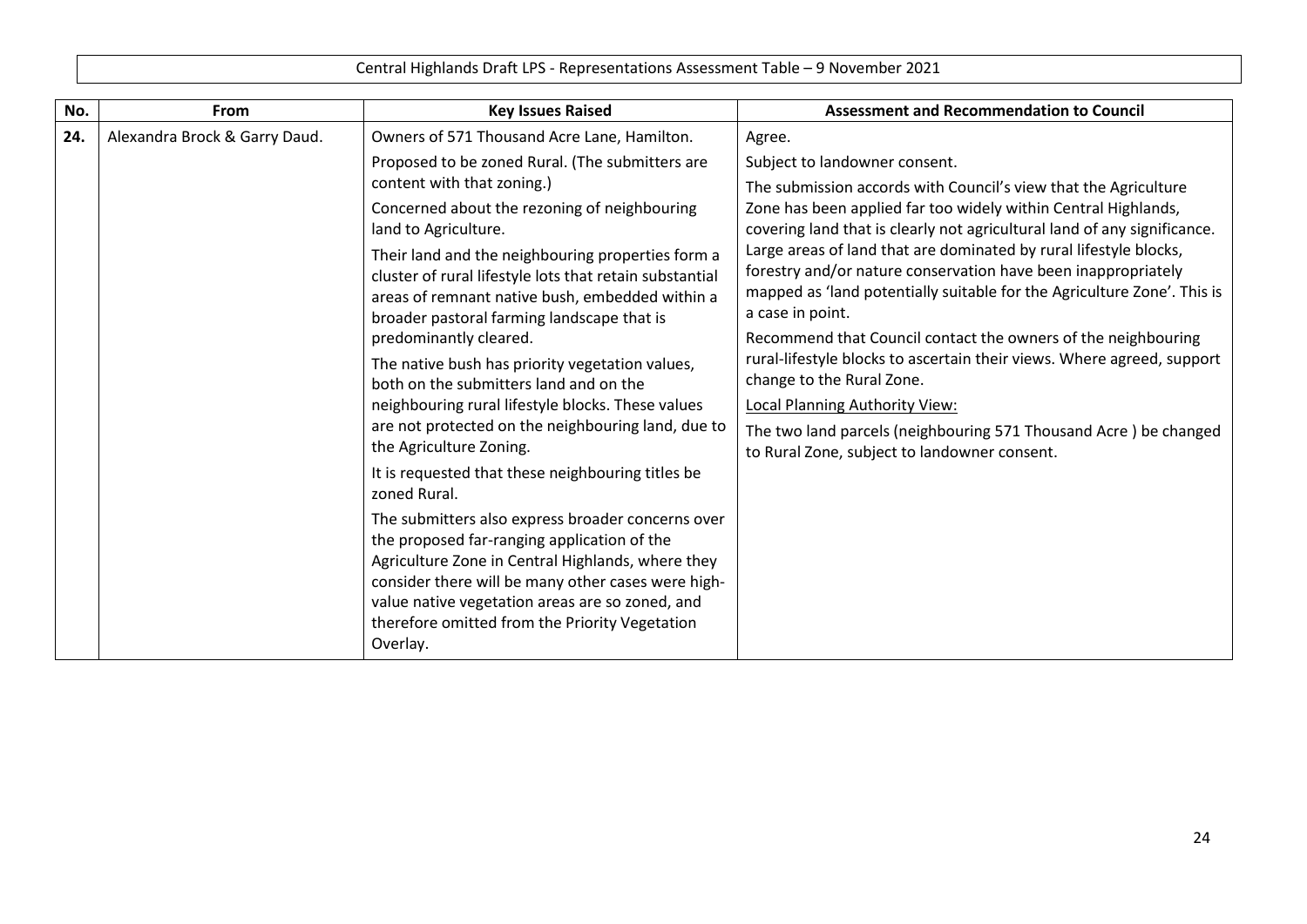Central Highlands Draft LPS - Representations Assessment Table – 9 November 2021

| No. | From | Key Issues Raised | Assessment and Recommendation to Council |
|---|---|---|---|
| 24. | Alexandra Brock & Garry Daud. | Owners of 571 Thousand Acre Lane, Hamilton.<br><br>Proposed to be zoned Rural. (The submitters are content with that zoning.)<br><br>Concerned about the rezoning of neighbouring land to Agriculture.<br><br>Their land and the neighbouring properties form a cluster of rural lifestyle lots that retain substantial areas of remnant native bush, embedded within a broader pastoral farming landscape that is predominantly cleared.<br><br>The native bush has priority vegetation values, both on the submitters land and on the neighbouring rural lifestyle blocks. These values are not protected on the neighbouring land, due to the Agriculture Zoning.<br><br>It is requested that these neighbouring titles be zoned Rural.<br><br>The submitters also express broader concerns over the proposed far-ranging application of the Agriculture Zone in Central Highlands, where they consider there will be many other cases were high-value native vegetation areas are so zoned, and therefore omitted from the Priority Vegetation Overlay. | Agree.<br><br>Subject to landowner consent.<br><br>The submission accords with Council's view that the Agriculture Zone has been applied far too widely within Central Highlands, covering land that is clearly not agricultural land of any significance. Large areas of land that are dominated by rural lifestyle blocks, forestry and/or nature conservation have been inappropriately mapped as 'land potentially suitable for the Agriculture Zone'. This is a case in point.<br><br>Recommend that Council contact the owners of the neighbouring rural-lifestyle blocks to ascertain their views. Where agreed, support change to the Rural Zone.<br><br>Local Planning Authority View:<br><br>The two land parcels (neighbouring 571 Thousand Acre ) be changed to Rural Zone, subject to landowner consent. |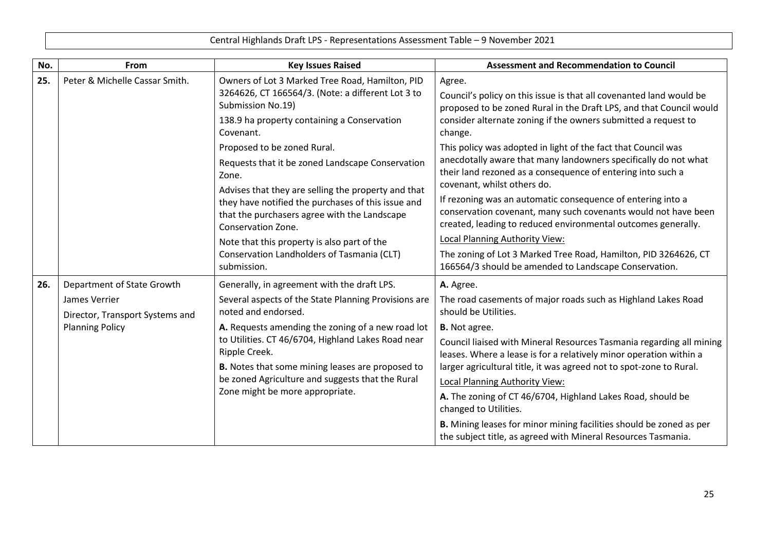Central Highlands Draft LPS - Representations Assessment Table – 9 November 2021

| No. | From | Key Issues Raised | Assessment and Recommendation to Council |
|---|---|---|---|
| 25. | Peter & Michelle Cassar Smith. | Owners of Lot 3 Marked Tree Road, Hamilton, PID 3264626, CT 166564/3. (Note: a different Lot 3 to Submission No.19)<br><br>138.9 ha property containing a Conservation Covenant.<br><br>Proposed to be zoned Rural.<br><br>Requests that it be zoned Landscape Conservation Zone.<br><br>Advises that they are selling the property and that they have notified the purchases of this issue and that the purchasers agree with the Landscape Conservation Zone.<br><br>Note that this property is also part of the Conservation Landholders of Tasmania (CLT) submission. | Agree.<br><br>Council's policy on this issue is that all covenanted land would be proposed to be zoned Rural in the Draft LPS, and that Council would consider alternate zoning if the owners submitted a request to change.<br><br>This policy was adopted in light of the fact that Council was anecdotally aware that many landowners specifically do not what their land rezoned as a consequence of entering into such a covenant, whilst others do.<br><br>If rezoning was an automatic consequence of entering into a conservation covenant, many such covenants would not have been created, leading to reduced environmental outcomes generally.<br><br><u>Local Planning Authority View:</u><br><br>The zoning of Lot 3 Marked Tree Road, Hamilton, PID 3264626, CT 166564/3 should be amended to Landscape Conservation. |
| 26. | Department of State Growth<br><br>James Verrier<br><br>Director, Transport Systems and Planning Policy | Generally, in agreement with the draft LPS.<br><br>Several aspects of the State Planning Provisions are noted and endorsed.<br><br>**A.** Requests amending the zoning of a new road lot to Utilities. CT 46/6704, Highland Lakes Road near Ripple Creek.<br><br>**B.** Notes that some mining leases are proposed to be zoned Agriculture and suggests that the Rural Zone might be more appropriate. | **A.** Agree.<br><br>The road casements of major roads such as Highland Lakes Road should be Utilities.<br><br>**B.** Not agree.<br><br>Council liaised with Mineral Resources Tasmania regarding all mining leases. Where a lease is for a relatively minor operation within a larger agricultural title, it was agreed not to spot-zone to Rural.<br><br><u>Local Planning Authority View:</u><br><br>**A.** The zoning of CT 46/6704, Highland Lakes Road, should be changed to Utilities.<br><br>**B.** Mining leases for minor mining facilities should be zoned as per the subject title, as agreed with Mineral Resources Tasmania. |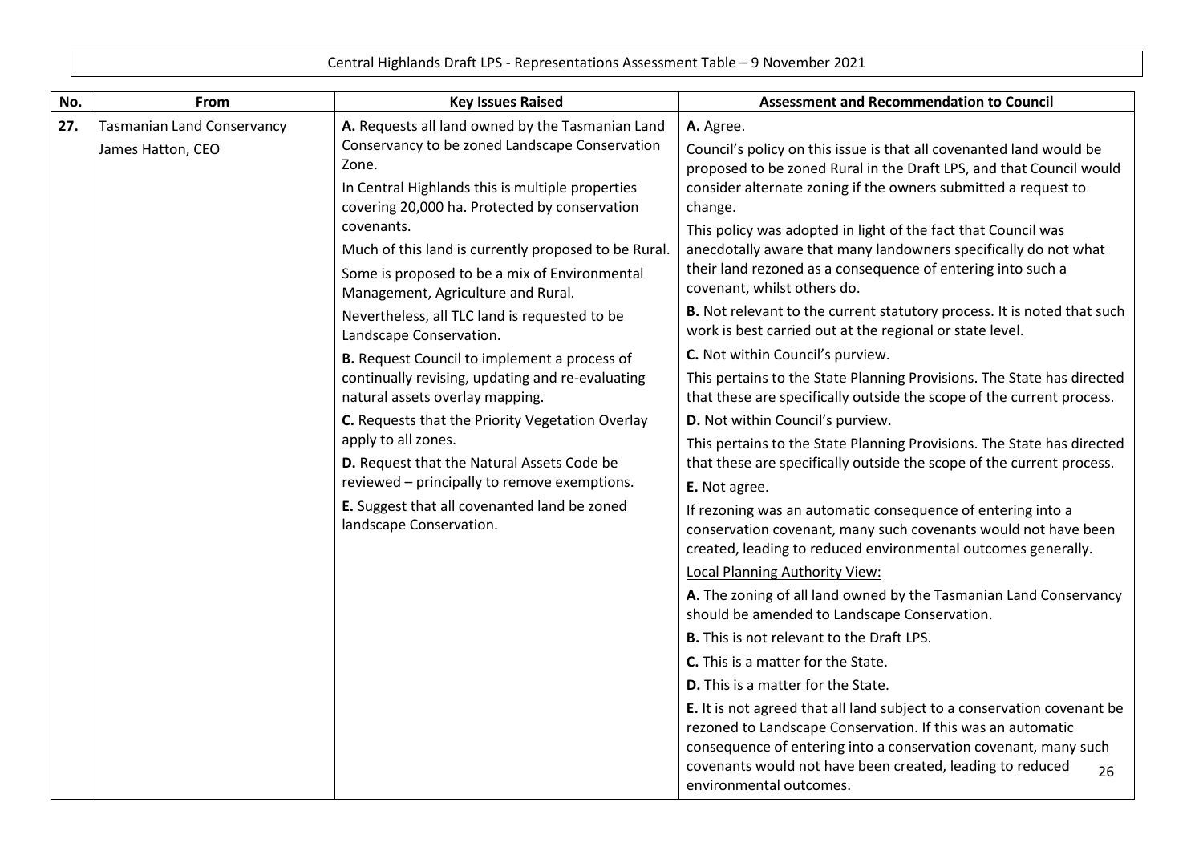Central Highlands Draft LPS - Representations Assessment Table – 9 November 2021

| No. | From | Key Issues Raised | Assessment and Recommendation to Council |
|---|---|---|---|
| 27. | Tasmanian Land Conservancy<br>James Hatton, CEO | **A.** Requests all land owned by the Tasmanian Land Conservancy to be zoned Landscape Conservation Zone.<br>In Central Highlands this is multiple properties covering 20,000 ha. Protected by conservation covenants.<br>Much of this land is currently proposed to be Rural.<br>Some is proposed to be a mix of Environmental Management, Agriculture and Rural.<br>Nevertheless, all TLC land is requested to be Landscape Conservation.<br>**B.** Request Council to implement a process of continually revising, updating and re-evaluating natural assets overlay mapping.<br>**C.** Requests that the Priority Vegetation Overlay apply to all zones.<br>**D.** Request that the Natural Assets Code be reviewed – principally to remove exemptions.<br>**E.** Suggest that all covenanted land be zoned landscape Conservation. | **A.** Agree.<br>Council's policy on this issue is that all covenanted land would be proposed to be zoned Rural in the Draft LPS, and that Council would consider alternate zoning if the owners submitted a request to change.<br>This policy was adopted in light of the fact that Council was anecdotally aware that many landowners specifically do not what their land rezoned as a consequence of entering into such a covenant, whilst others do.<br>**B.** Not relevant to the current statutory process. It is noted that such work is best carried out at the regional or state level.<br>**C.** Not within Council's purview.<br>This pertains to the State Planning Provisions. The State has directed that these are specifically outside the scope of the current process.<br>**D.** Not within Council's purview.<br>This pertains to the State Planning Provisions. The State has directed that these are specifically outside the scope of the current process.<br>**E.** Not agree.<br>If rezoning was an automatic consequence of entering into a conservation covenant, many such covenants would not have been created, leading to reduced environmental outcomes generally.<br><u>Local Planning Authority View:</u><br>**A.** The zoning of all land owned by the Tasmanian Land Conservancy should be amended to Landscape Conservation.<br>**B.** This is not relevant to the Draft LPS.<br>**C.** This is a matter for the State.<br>**D.** This is a matter for the State.<br>**E.** It is not agreed that all land subject to a conservation covenant be rezoned to Landscape Conservation. If this was an automatic consequence of entering into a conservation covenant, many such covenants would not have been created, leading to reduced environmental outcomes. |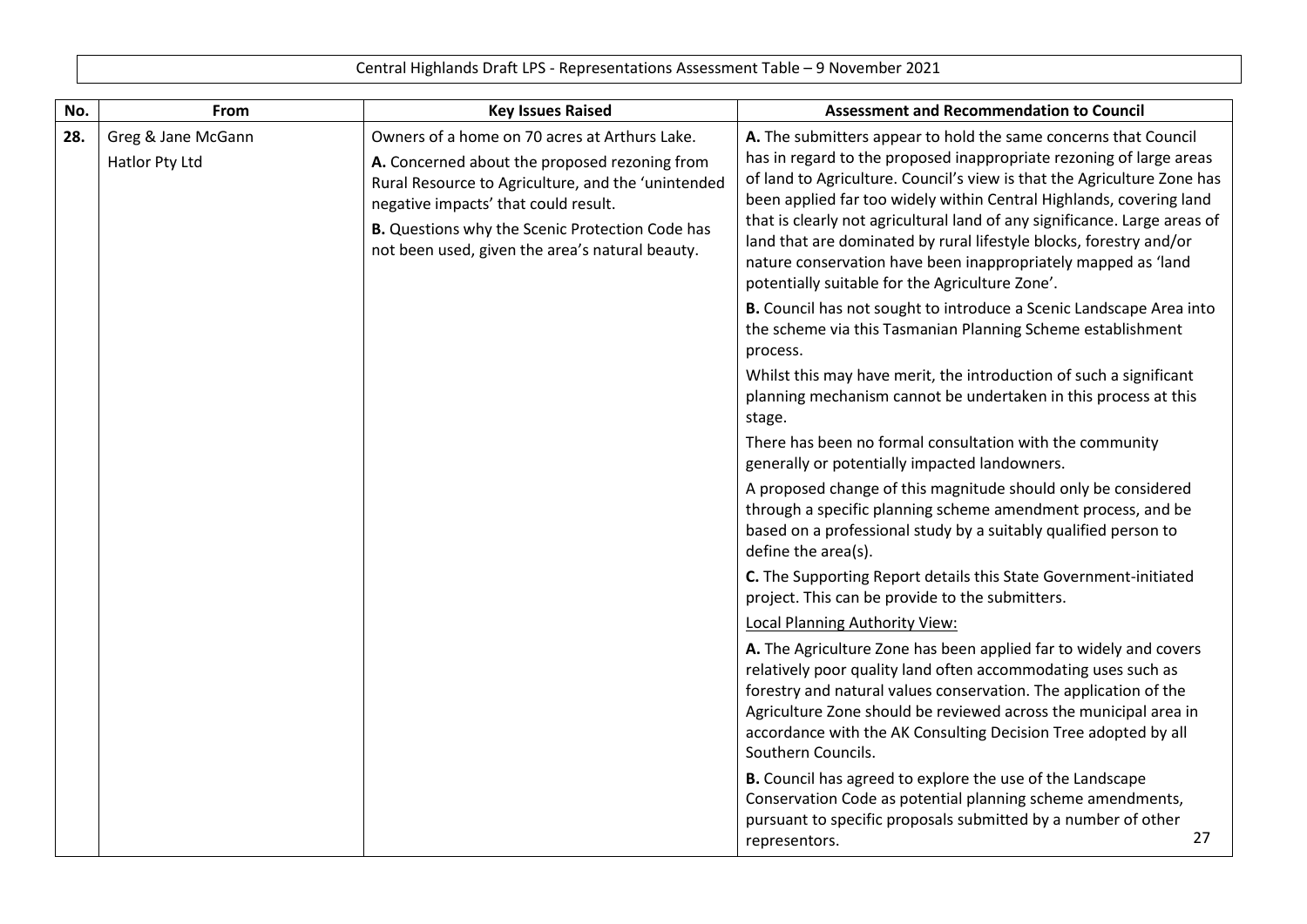Central Highlands Draft LPS - Representations Assessment Table – 9 November 2021

| No. | From | Key Issues Raised | Assessment and Recommendation to Council |
|---|---|---|---|
| **28.** | Greg & Jane McGann<br><br>Hatlor Pty Ltd | Owners of a home on 70 acres at Arthurs Lake.<br><br>**A.** Concerned about the proposed rezoning from Rural Resource to Agriculture, and the 'unintended negative impacts' that could result.<br><br>**B.** Questions why the Scenic Protection Code has not been used, given the area's natural beauty. | **A.** The submitters appear to hold the same concerns that Council has in regard to the proposed inappropriate rezoning of large areas of land to Agriculture. Council's view is that the Agriculture Zone has been applied far too widely within Central Highlands, covering land that is clearly not agricultural land of any significance. Large areas of land that are dominated by rural lifestyle blocks, forestry and/or nature conservation have been inappropriately mapped as 'land potentially suitable for the Agriculture Zone'.<br><br>**B.** Council has not sought to introduce a Scenic Landscape Area into the scheme via this Tasmanian Planning Scheme establishment process.<br><br>Whilst this may have merit, the introduction of such a significant planning mechanism cannot be undertaken in this process at this stage.<br><br>There has been no formal consultation with the community generally or potentially impacted landowners.<br><br>A proposed change of this magnitude should only be considered through a specific planning scheme amendment process, and be based on a professional study by a suitably qualified person to define the area(s).<br><br>**C.** The Supporting Report details this State Government-initiated project. This can be provide to the submitters.<br><br><u>Local Planning Authority View:</u><br><br>**A.** The Agriculture Zone has been applied far to widely and covers relatively poor quality land often accommodating uses such as forestry and natural values conservation. The application of the Agriculture Zone should be reviewed across the municipal area in accordance with the AK Consulting Decision Tree adopted by all Southern Councils.<br><br>**B.** Council has agreed to explore the use of the Landscape Conservation Code as potential planning scheme amendments, pursuant to specific proposals submitted by a number of other representors. |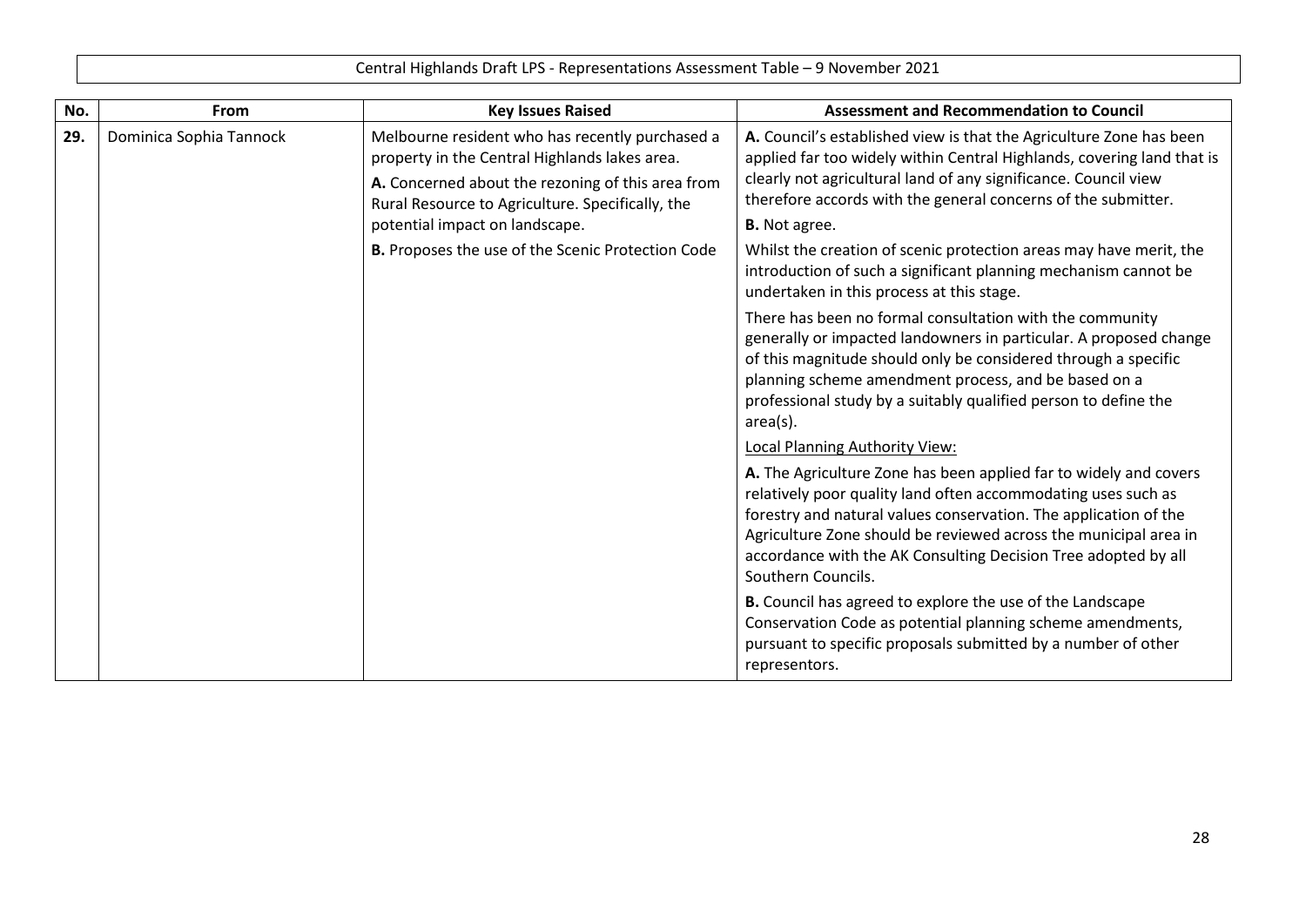Central Highlands Draft LPS - Representations Assessment Table – 9 November 2021

| No. | From | Key Issues Raised | Assessment and Recommendation to Council |
|---|---|---|---|
| 29. | Dominica Sophia Tannock | Melbourne resident who has recently purchased a property in the Central Highlands lakes area.<br>**A.** Concerned about the rezoning of this area from Rural Resource to Agriculture. Specifically, the potential impact on landscape.<br>**B.** Proposes the use of the Scenic Protection Code | **A.** Council's established view is that the Agriculture Zone has been applied far too widely within Central Highlands, covering land that is clearly not agricultural land of any significance. Council view therefore accords with the general concerns of the submitter.<br>**B.** Not agree.<br>Whilst the creation of scenic protection areas may have merit, the introduction of such a significant planning mechanism cannot be undertaken in this process at this stage.<br>There has been no formal consultation with the community generally or impacted landowners in particular. A proposed change of this magnitude should only be considered through a specific planning scheme amendment process, and be based on a professional study by a suitably qualified person to define the area(s).<br><u>Local Planning Authority View:</u><br>**A.** The Agriculture Zone has been applied far to widely and covers relatively poor quality land often accommodating uses such as forestry and natural values conservation. The application of the Agriculture Zone should be reviewed across the municipal area in accordance with the AK Consulting Decision Tree adopted by all Southern Councils.<br>**B.** Council has agreed to explore the use of the Landscape Conservation Code as potential planning scheme amendments, pursuant to specific proposals submitted by a number of other representors. |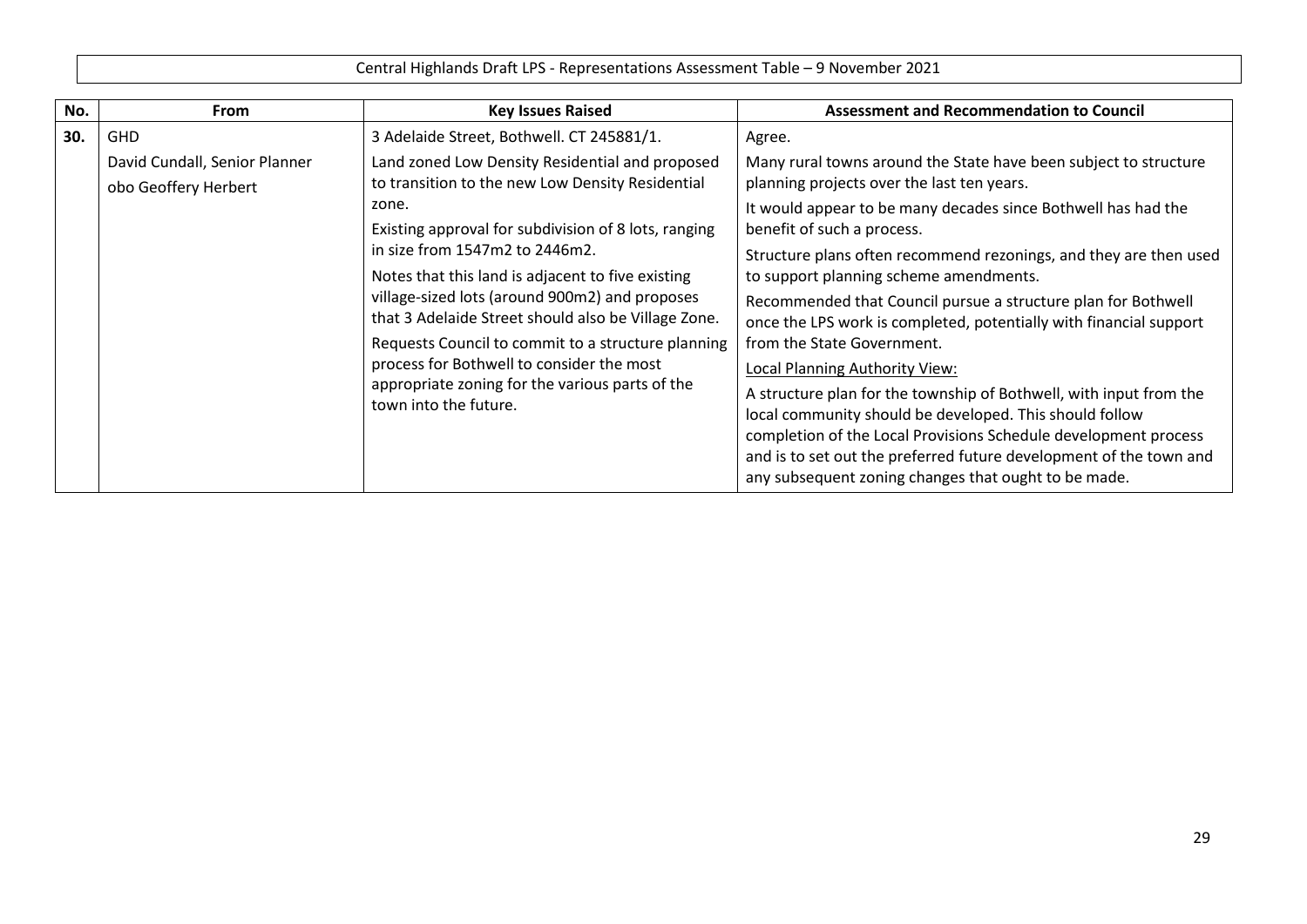Central Highlands Draft LPS - Representations Assessment Table – 9 November 2021

| No. | From | Key Issues Raised | Assessment and Recommendation to Council |
|---|---|---|---|
| 30. | GHD<br>David Cundall, Senior Planner obo Geoffery Herbert | 3 Adelaide Street, Bothwell. CT 245881/1.<br>Land zoned Low Density Residential and proposed to transition to the new Low Density Residential zone.<br>Existing approval for subdivision of 8 lots, ranging in size from 1547m2 to 2446m2.<br>Notes that this land is adjacent to five existing village-sized lots (around 900m2) and proposes that 3 Adelaide Street should also be Village Zone.<br>Requests Council to commit to a structure planning process for Bothwell to consider the most appropriate zoning for the various parts of the town into the future. | Agree.<br>Many rural towns around the State have been subject to structure planning projects over the last ten years.<br>It would appear to be many decades since Bothwell has had the benefit of such a process.<br>Structure plans often recommend rezonings, and they are then used to support planning scheme amendments.<br>Recommended that Council pursue a structure plan for Bothwell once the LPS work is completed, potentially with financial support from the State Government.<br><u>Local Planning Authority View:</u><br>A structure plan for the township of Bothwell, with input from the local community should be developed. This should follow completion of the Local Provisions Schedule development process and is to set out the preferred future development of the town and any subsequent zoning changes that ought to be made. |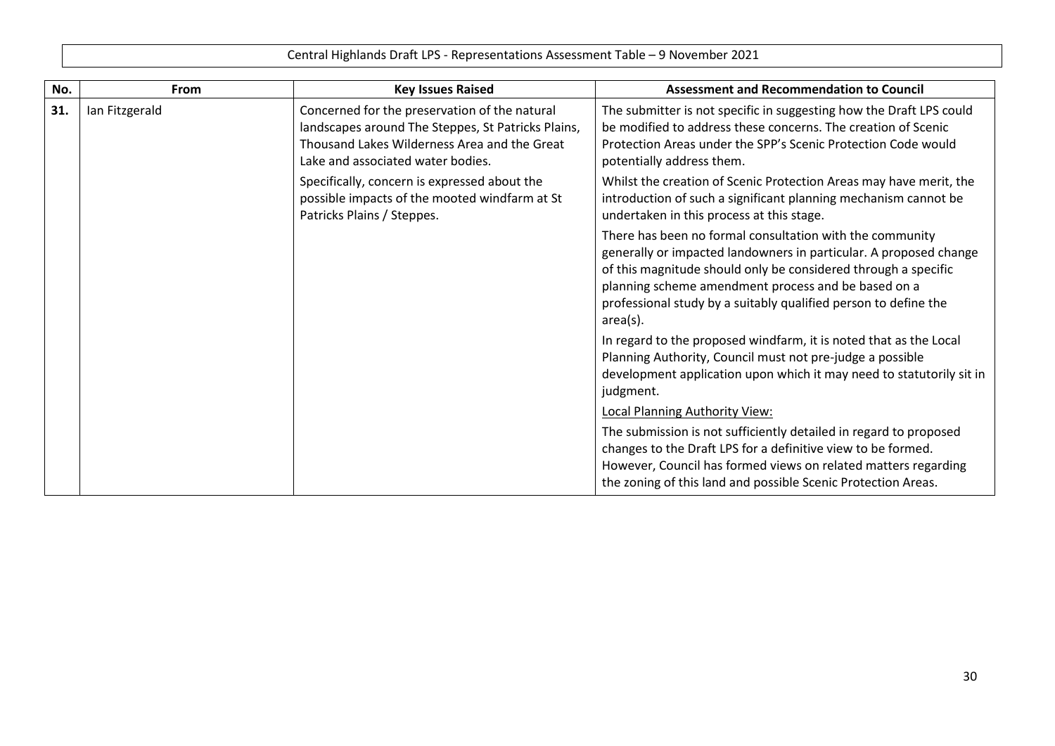| No. | From | Key Issues Raised | Assessment and Recommendation to Council |
|---|---|---|---|
| **31.** | Ian Fitzgerald | Concerned for the preservation of the natural landscapes around The Steppes, St Patricks Plains, Thousand Lakes Wilderness Area and the Great Lake and associated water bodies.<br><br>Specifically, concern is expressed about the possible impacts of the mooted windfarm at St Patricks Plains / Steppes. | The submitter is not specific in suggesting how the Draft LPS could be modified to address these concerns. The creation of Scenic Protection Areas under the SPP's Scenic Protection Code would potentially address them.<br><br>Whilst the creation of Scenic Protection Areas may have merit, the introduction of such a significant planning mechanism cannot be undertaken in this process at this stage.<br><br>There has been no formal consultation with the community generally or impacted landowners in particular. A proposed change of this magnitude should only be considered through a specific planning scheme amendment process and be based on a professional study by a suitably qualified person to define the area(s).<br><br>In regard to the proposed windfarm, it is noted that as the Local Planning Authority, Council must not pre-judge a possible development application upon which it may need to statutorily sit in judgment.<br><br>Local Planning Authority View:<br><br>The submission is not sufficiently detailed in regard to proposed changes to the Draft LPS for a definitive view to be formed. However, Council has formed views on related matters regarding the zoning of this land and possible Scenic Protection Areas. |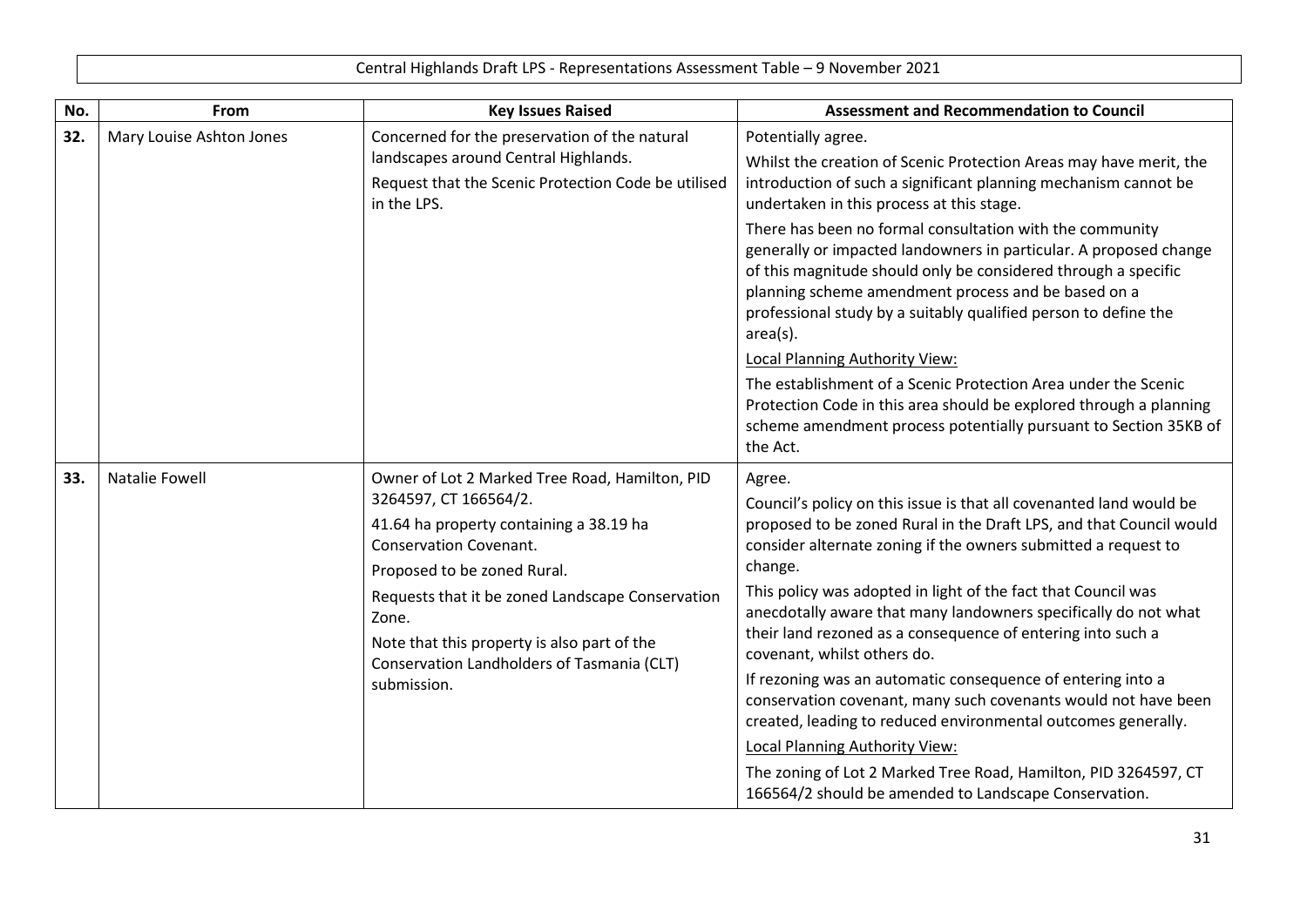Central Highlands Draft LPS - Representations Assessment Table – 9 November 2021

| No. | From | Key Issues Raised | Assessment and Recommendation to Council |
|---|---|---|---|
| 32. | Mary Louise Ashton Jones | Concerned for the preservation of the natural landscapes around Central Highlands.<br><br>Request that the Scenic Protection Code be utilised in the LPS. | Potentially agree.<br><br>Whilst the creation of Scenic Protection Areas may have merit, the introduction of such a significant planning mechanism cannot be undertaken in this process at this stage.<br><br>There has been no formal consultation with the community generally or impacted landowners in particular. A proposed change of this magnitude should only be considered through a specific planning scheme amendment process and be based on a professional study by a suitably qualified person to define the area(s).<br><br>Local Planning Authority View:<br><br>The establishment of a Scenic Protection Area under the Scenic Protection Code in this area should be explored through a planning scheme amendment process potentially pursuant to Section 35KB of the Act. |
| 33. | Natalie Fowell | Owner of Lot 2 Marked Tree Road, Hamilton, PID 3264597, CT 166564/2.<br><br>41.64 ha property containing a 38.19 ha Conservation Covenant.<br><br>Proposed to be zoned Rural.<br><br>Requests that it be zoned Landscape Conservation Zone.<br><br>Note that this property is also part of the Conservation Landholders of Tasmania (CLT) submission. | Agree.<br><br>Council's policy on this issue is that all covenanted land would be proposed to be zoned Rural in the Draft LPS, and that Council would consider alternate zoning if the owners submitted a request to change.<br><br>This policy was adopted in light of the fact that Council was anecdotally aware that many landowners specifically do not what their land rezoned as a consequence of entering into such a covenant, whilst others do.<br><br>If rezoning was an automatic consequence of entering into a conservation covenant, many such covenants would not have been created, leading to reduced environmental outcomes generally.<br><br>Local Planning Authority View:<br><br>The zoning of Lot 2 Marked Tree Road, Hamilton, PID 3264597, CT 166564/2 should be amended to Landscape Conservation. |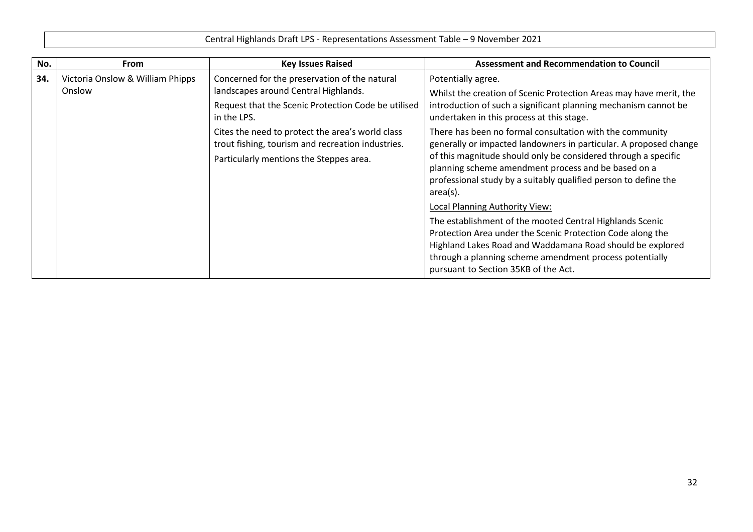Central Highlands Draft LPS - Representations Assessment Table – 9 November 2021

| No. | From | Key Issues Raised | Assessment and Recommendation to Council |
|---|---|---|---|
| **34.** | Victoria Onslow & William Phipps Onslow | Concerned for the preservation of the natural landscapes around Central Highlands.<br><br>Request that the Scenic Protection Code be utilised in the LPS.<br><br>Cites the need to protect the area's world class trout fishing, tourism and recreation industries.<br><br>Particularly mentions the Steppes area. | Potentially agree.<br><br>Whilst the creation of Scenic Protection Areas may have merit, the introduction of such a significant planning mechanism cannot be undertaken in this process at this stage.<br><br>There has been no formal consultation with the community generally or impacted landowners in particular. A proposed change of this magnitude should only be considered through a specific planning scheme amendment process and be based on a professional study by a suitably qualified person to define the area(s).<br><br>Local Planning Authority View:<br><br>The establishment of the mooted Central Highlands Scenic Protection Area under the Scenic Protection Code along the Highland Lakes Road and Waddamana Road should be explored through a planning scheme amendment process potentially pursuant to Section 35KB of the Act. |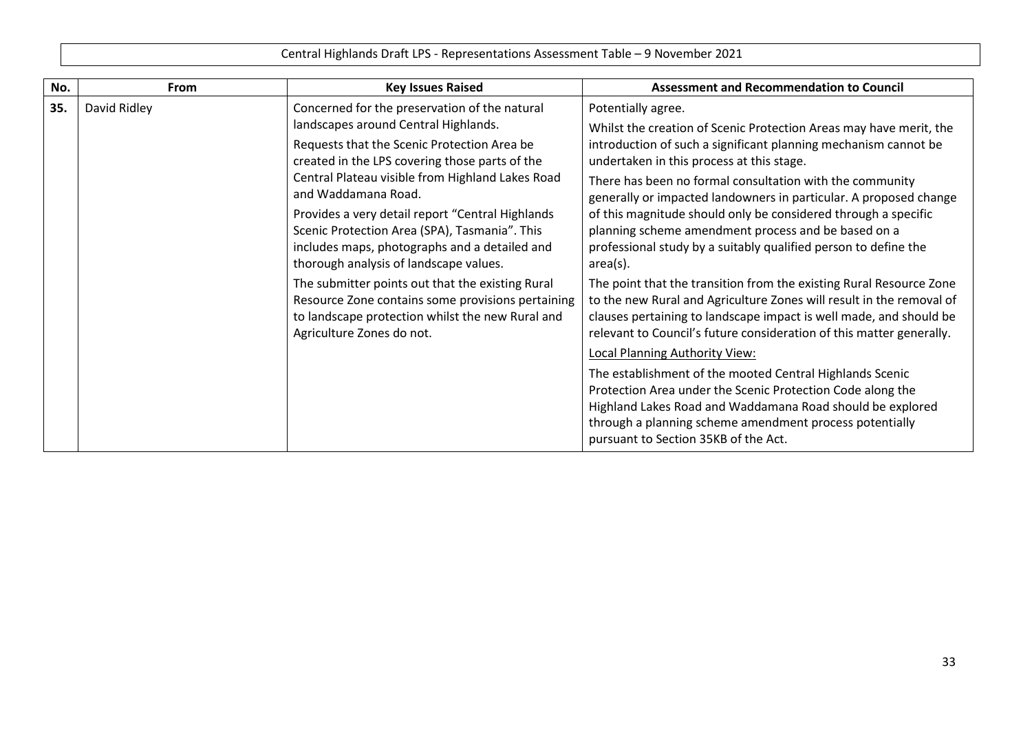Central Highlands Draft LPS - Representations Assessment Table – 9 November 2021

| No. | From | Key Issues Raised | Assessment and Recommendation to Council |
|---|---|---|---|
| 35. | David Ridley | Concerned for the preservation of the natural landscapes around Central Highlands.<br><br>Requests that the Scenic Protection Area be created in the LPS covering those parts of the Central Plateau visible from Highland Lakes Road and Waddamana Road.<br><br>Provides a very detail report "Central Highlands Scenic Protection Area (SPA), Tasmania". This includes maps, photographs and a detailed and thorough analysis of landscape values.<br><br>The submitter points out that the existing Rural Resource Zone contains some provisions pertaining to landscape protection whilst the new Rural and Agriculture Zones do not. | Potentially agree.<br><br>Whilst the creation of Scenic Protection Areas may have merit, the introduction of such a significant planning mechanism cannot be undertaken in this process at this stage.<br><br>There has been no formal consultation with the community generally or impacted landowners in particular. A proposed change of this magnitude should only be considered through a specific planning scheme amendment process and be based on a professional study by a suitably qualified person to define the area(s).<br><br>The point that the transition from the existing Rural Resource Zone to the new Rural and Agriculture Zones will result in the removal of clauses pertaining to landscape impact is well made, and should be relevant to Council's future consideration of this matter generally.<br><br>Local Planning Authority View:<br><br>The establishment of the mooted Central Highlands Scenic Protection Area under the Scenic Protection Code along the Highland Lakes Road and Waddamana Road should be explored through a planning scheme amendment process potentially pursuant to Section 35KB of the Act. |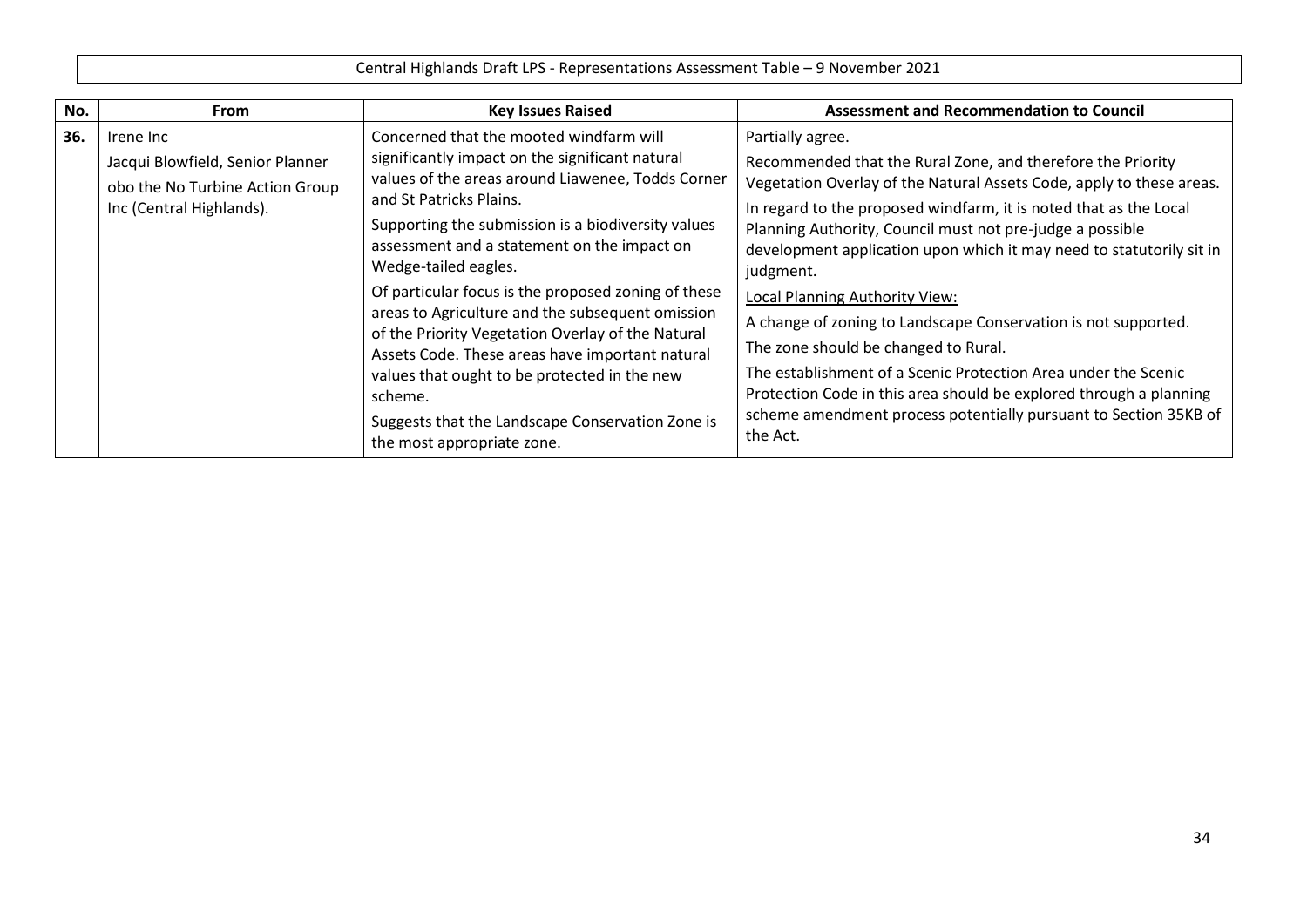Central Highlands Draft LPS - Representations Assessment Table – 9 November 2021

| No. | From | Key Issues Raised | Assessment and Recommendation to Council |
|---|---|---|---|
| **36.** | Irene Inc<br><br>Jacqui Blowfield, Senior Planner obo the No Turbine Action Group Inc (Central Highlands). | Concerned that the mooted windfarm will significantly impact on the significant natural values of the areas around Liawenee, Todds Corner and St Patricks Plains.<br><br>Supporting the submission is a biodiversity values assessment and a statement on the impact on Wedge-tailed eagles.<br><br>Of particular focus is the proposed zoning of these areas to Agriculture and the subsequent omission of the Priority Vegetation Overlay of the Natural Assets Code. These areas have important natural values that ought to be protected in the new scheme.<br><br>Suggests that the Landscape Conservation Zone is the most appropriate zone. | Partially agree.<br><br>Recommended that the Rural Zone, and therefore the Priority Vegetation Overlay of the Natural Assets Code, apply to these areas.<br><br>In regard to the proposed windfarm, it is noted that as the Local Planning Authority, Council must not pre-judge a possible development application upon which it may need to statutorily sit in judgment.<br><br><u>Local Planning Authority View:</u><br><br>A change of zoning to Landscape Conservation is not supported.<br><br>The zone should be changed to Rural.<br><br>The establishment of a Scenic Protection Area under the Scenic Protection Code in this area should be explored through a planning scheme amendment process potentially pursuant to Section 35KB of the Act. |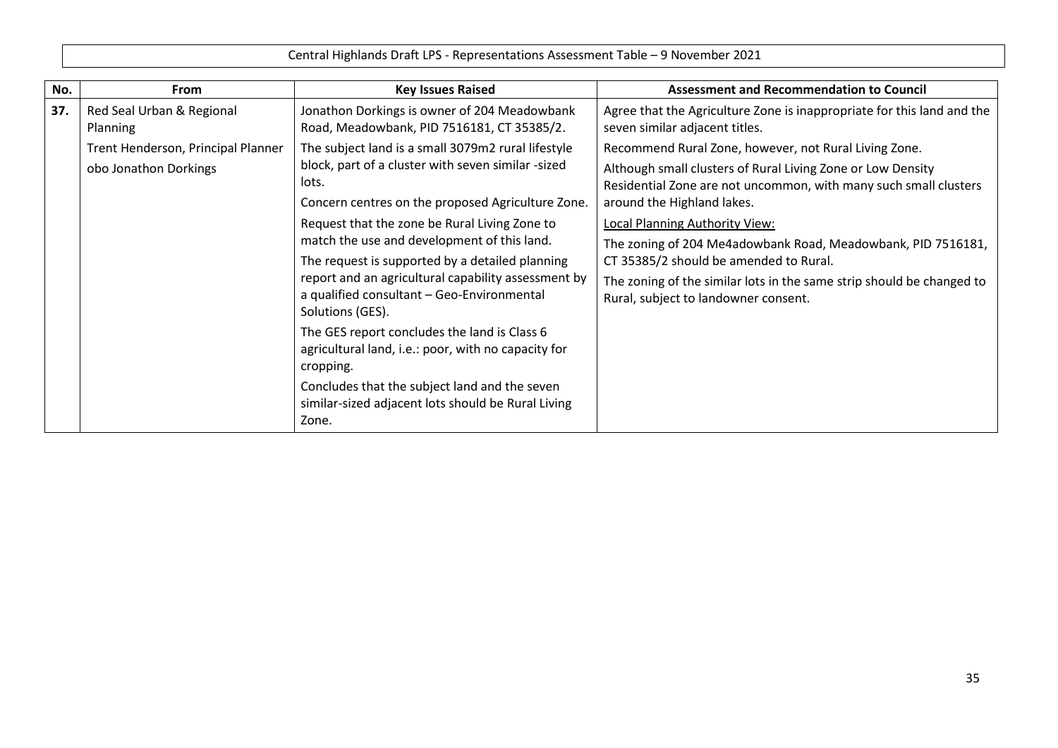Central Highlands Draft LPS - Representations Assessment Table – 9 November 2021

| No. | From | Key Issues Raised | Assessment and Recommendation to Council |
|---|---|---|---|
| **37.** | Red Seal Urban & Regional Planning<br><br>Trent Henderson, Principal Planner obo Jonathon Dorkings | Jonathon Dorkings is owner of 204 Meadowbank Road, Meadowbank, PID 7516181, CT 35385/2.<br><br>The subject land is a small 3079m2 rural lifestyle block, part of a cluster with seven similar -sized lots.<br><br>Concern centres on the proposed Agriculture Zone.<br><br>Request that the zone be Rural Living Zone to match the use and development of this land.<br><br>The request is supported by a detailed planning report and an agricultural capability assessment by a qualified consultant – Geo-Environmental Solutions (GES).<br><br>The GES report concludes the land is Class 6 agricultural land, i.e.: poor, with no capacity for cropping.<br><br>Concludes that the subject land and the seven similar-sized adjacent lots should be Rural Living Zone. | Agree that the Agriculture Zone is inappropriate for this land and the seven similar adjacent titles.<br><br>Recommend Rural Zone, however, not Rural Living Zone.<br><br>Although small clusters of Rural Living Zone or Low Density Residential Zone are not uncommon, with many such small clusters around the Highland lakes.<br><br><u>Local Planning Authority View:</u><br><br>The zoning of 204 Me4adowbank Road, Meadowbank, PID 7516181, CT 35385/2 should be amended to Rural.<br><br>The zoning of the similar lots in the same strip should be changed to Rural, subject to landowner consent. |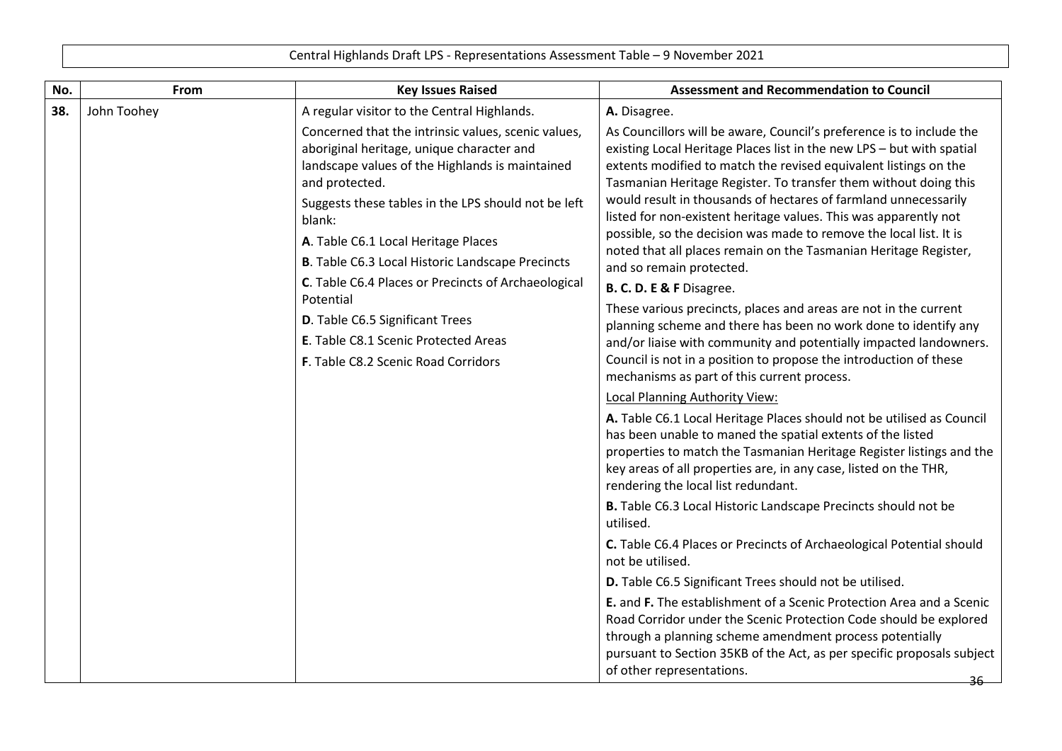Central Highlands Draft LPS - Representations Assessment Table – 9 November 2021

| No. | From | Key Issues Raised | Assessment and Recommendation to Council |
|---|---|---|---|
| 38. | John Toohey | A regular visitor to the Central Highlands.<br><br>Concerned that the intrinsic values, scenic values, aboriginal heritage, unique character and landscape values of the Highlands is maintained and protected.<br><br>Suggests these tables in the LPS should not be left blank:<br><br>**A**. Table C6.1 Local Heritage Places<br><br>**B**. Table C6.3 Local Historic Landscape Precincts<br><br>**C**. Table C6.4 Places or Precincts of Archaeological Potential<br><br>**D**. Table C6.5 Significant Trees<br><br>**E**. Table C8.1 Scenic Protected Areas<br><br>**F**. Table C8.2 Scenic Road Corridors | **A.** Disagree.<br><br>As Councillors will be aware, Council's preference is to include the existing Local Heritage Places list in the new LPS – but with spatial extents modified to match the revised equivalent listings on the Tasmanian Heritage Register. To transfer them without doing this would result in thousands of hectares of farmland unnecessarily listed for non-existent heritage values. This was apparently not possible, so the decision was made to remove the local list. It is noted that all places remain on the Tasmanian Heritage Register, and so remain protected.<br><br>**B. C. D. E & F** Disagree.<br><br>These various precincts, places and areas are not in the current planning scheme and there has been no work done to identify any and/or liaise with community and potentially impacted landowners. Council is not in a position to propose the introduction of these mechanisms as part of this current process.<br><br><u>Local Planning Authority View:</u><br><br>**A.** Table C6.1 Local Heritage Places should not be utilised as Council has been unable to maned the spatial extents of the listed properties to match the Tasmanian Heritage Register listings and the key areas of all properties are, in any case, listed on the THR, rendering the local list redundant.<br><br>**B.** Table C6.3 Local Historic Landscape Precincts should not be utilised.<br><br>**C.** Table C6.4 Places or Precincts of Archaeological Potential should not be utilised.<br><br>**D.** Table C6.5 Significant Trees should not be utilised.<br><br>**E.** and **F.** The establishment of a Scenic Protection Area and a Scenic Road Corridor under the Scenic Protection Code should be explored through a planning scheme amendment process potentially pursuant to Section 35KB of the Act, as per specific proposals subject of other representations. |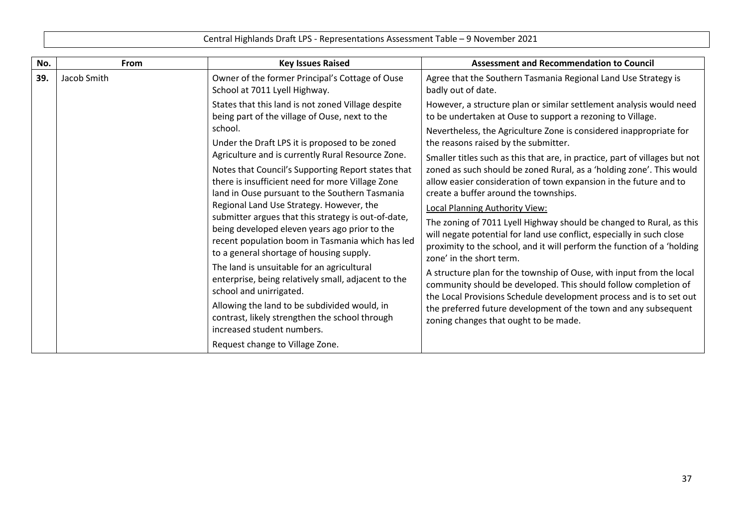Central Highlands Draft LPS - Representations Assessment Table – 9 November 2021

| No. | From | Key Issues Raised | Assessment and Recommendation to Council |
|---|---|---|---|
| 39. | Jacob Smith | Owner of the former Principal's Cottage of Ouse School at 7011 Lyell Highway.<br><br>States that this land is not zoned Village despite being part of the village of Ouse, next to the school.<br><br>Under the Draft LPS it is proposed to be zoned Agriculture and is currently Rural Resource Zone.<br><br>Notes that Council's Supporting Report states that there is insufficient need for more Village Zone land in Ouse pursuant to the Southern Tasmania Regional Land Use Strategy. However, the submitter argues that this strategy is out-of-date, being developed eleven years ago prior to the recent population boom in Tasmania which has led to a general shortage of housing supply.<br><br>The land is unsuitable for an agricultural enterprise, being relatively small, adjacent to the school and unirrigated.<br><br>Allowing the land to be subdivided would, in contrast, likely strengthen the school through increased student numbers.<br><br>Request change to Village Zone. | Agree that the Southern Tasmania Regional Land Use Strategy is badly out of date.<br><br>However, a structure plan or similar settlement analysis would need to be undertaken at Ouse to support a rezoning to Village.<br><br>Nevertheless, the Agriculture Zone is considered inappropriate for the reasons raised by the submitter.<br><br>Smaller titles such as this that are, in practice, part of villages but not zoned as such should be zoned Rural, as a 'holding zone'. This would allow easier consideration of town expansion in the future and to create a buffer around the townships.<br><br><u>Local Planning Authority View:</u><br><br>The zoning of 7011 Lyell Highway should be changed to Rural, as this will negate potential for land use conflict, especially in such close proximity to the school, and it will perform the function of a 'holding zone' in the short term.<br><br>A structure plan for the township of Ouse, with input from the local community should be developed. This should follow completion of the Local Provisions Schedule development process and is to set out the preferred future development of the town and any subsequent zoning changes that ought to be made. |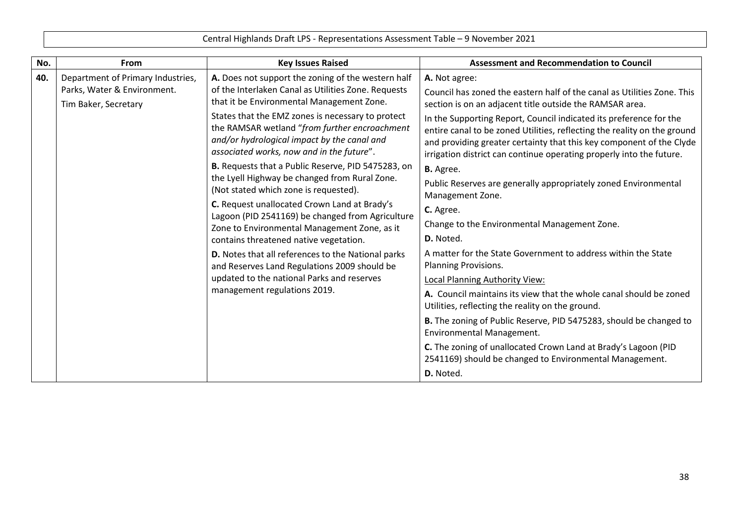Central Highlands Draft LPS - Representations Assessment Table – 9 November 2021

| No. | From | Key Issues Raised | Assessment and Recommendation to Council |
|---|---|---|---|
| 40. | Department of Primary Industries, Parks, Water & Environment.<br>Tim Baker, Secretary | **A.** Does not support the zoning of the western half of the Interlaken Canal as Utilities Zone. Requests that it be Environmental Management Zone.<br>States that the EMZ zones is necessary to protect the RAMSAR wetland "*from further encroachment and/or hydrological impact by the canal and associated works, now and in the future*".<br>**B.** Requests that a Public Reserve, PID 5475283, on the Lyell Highway be changed from Rural Zone. (Not stated which zone is requested).<br>**C.** Request unallocated Crown Land at Brady's Lagoon (PID 2541169) be changed from Agriculture Zone to Environmental Management Zone, as it contains threatened native vegetation.<br>**D.** Notes that all references to the National parks and Reserves Land Regulations 2009 should be updated to the national Parks and reserves management regulations 2019. | **A.** Not agree:<br>Council has zoned the eastern half of the canal as Utilities Zone. This section is on an adjacent title outside the RAMSAR area.<br>In the Supporting Report, Council indicated its preference for the entire canal to be zoned Utilities, reflecting the reality on the ground and providing greater certainty that this key component of the Clyde irrigation district can continue operating properly into the future.<br>**B.** Agree.<br>Public Reserves are generally appropriately zoned Environmental Management Zone.<br>**C.** Agree.<br>Change to the Environmental Management Zone.<br>**D.** Noted.<br>A matter for the State Government to address within the State Planning Provisions.<br><u>Local Planning Authority View:</u><br>**A.** Council maintains its view that the whole canal should be zoned Utilities, reflecting the reality on the ground.<br>**B.** The zoning of Public Reserve, PID 5475283, should be changed to Environmental Management.<br>**C.** The zoning of unallocated Crown Land at Brady's Lagoon (PID 2541169) should be changed to Environmental Management.<br>**D.** Noted. |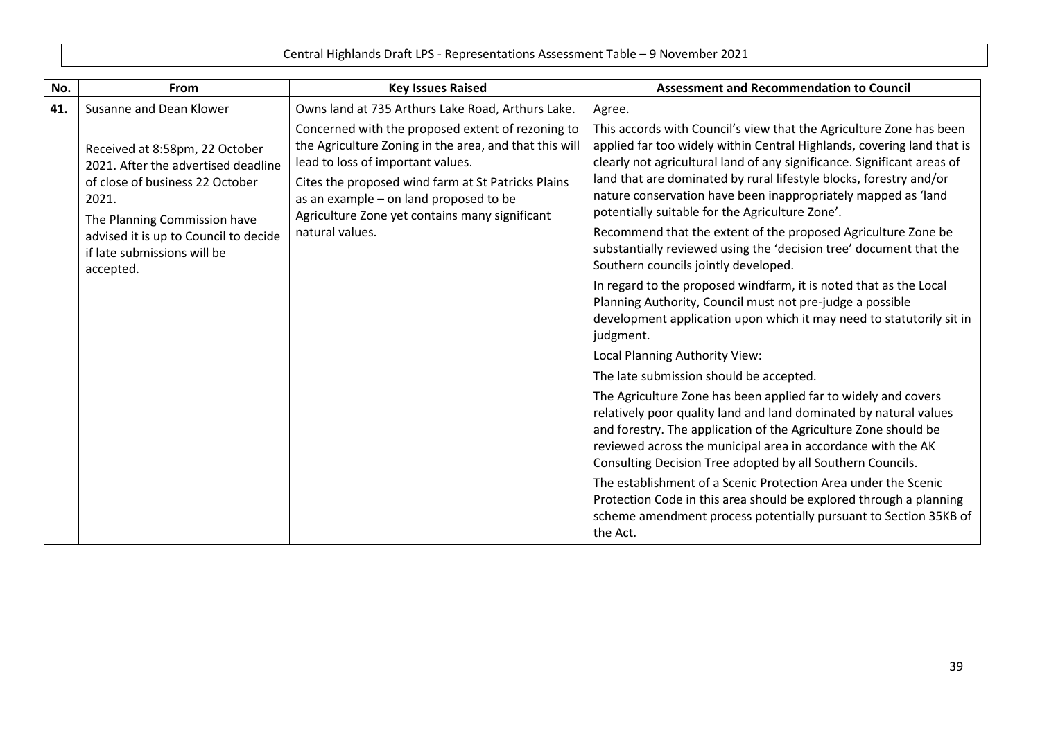| No. | From | Key Issues Raised | Assessment and Recommendation to Council |
|---|---|---|---|
| 41. | Susanne and Dean Klower<br><br>Received at 8:58pm, 22 October 2021. After the advertised deadline of close of business 22 October 2021.<br><br>The Planning Commission have advised it is up to Council to decide if late submissions will be accepted. | Owns land at 735 Arthurs Lake Road, Arthurs Lake.<br><br>Concerned with the proposed extent of rezoning to the Agriculture Zoning in the area, and that this will lead to loss of important values.<br><br>Cites the proposed wind farm at St Patricks Plains as an example – on land proposed to be Agriculture Zone yet contains many significant natural values. | Agree.<br><br>This accords with Council's view that the Agriculture Zone has been applied far too widely within Central Highlands, covering land that is clearly not agricultural land of any significance. Significant areas of land that are dominated by rural lifestyle blocks, forestry and/or nature conservation have been inappropriately mapped as 'land potentially suitable for the Agriculture Zone'.<br><br>Recommend that the extent of the proposed Agriculture Zone be substantially reviewed using the 'decision tree' document that the Southern councils jointly developed.<br><br>In regard to the proposed windfarm, it is noted that as the Local Planning Authority, Council must not pre-judge a possible development application upon which it may need to statutorily sit in judgment.<br><br>Local Planning Authority View:<br><br>The late submission should be accepted.<br><br>The Agriculture Zone has been applied far to widely and covers relatively poor quality land and land dominated by natural values and forestry. The application of the Agriculture Zone should be reviewed across the municipal area in accordance with the AK Consulting Decision Tree adopted by all Southern Councils.<br><br>The establishment of a Scenic Protection Area under the Scenic Protection Code in this area should be explored through a planning scheme amendment process potentially pursuant to Section 35KB of the Act. |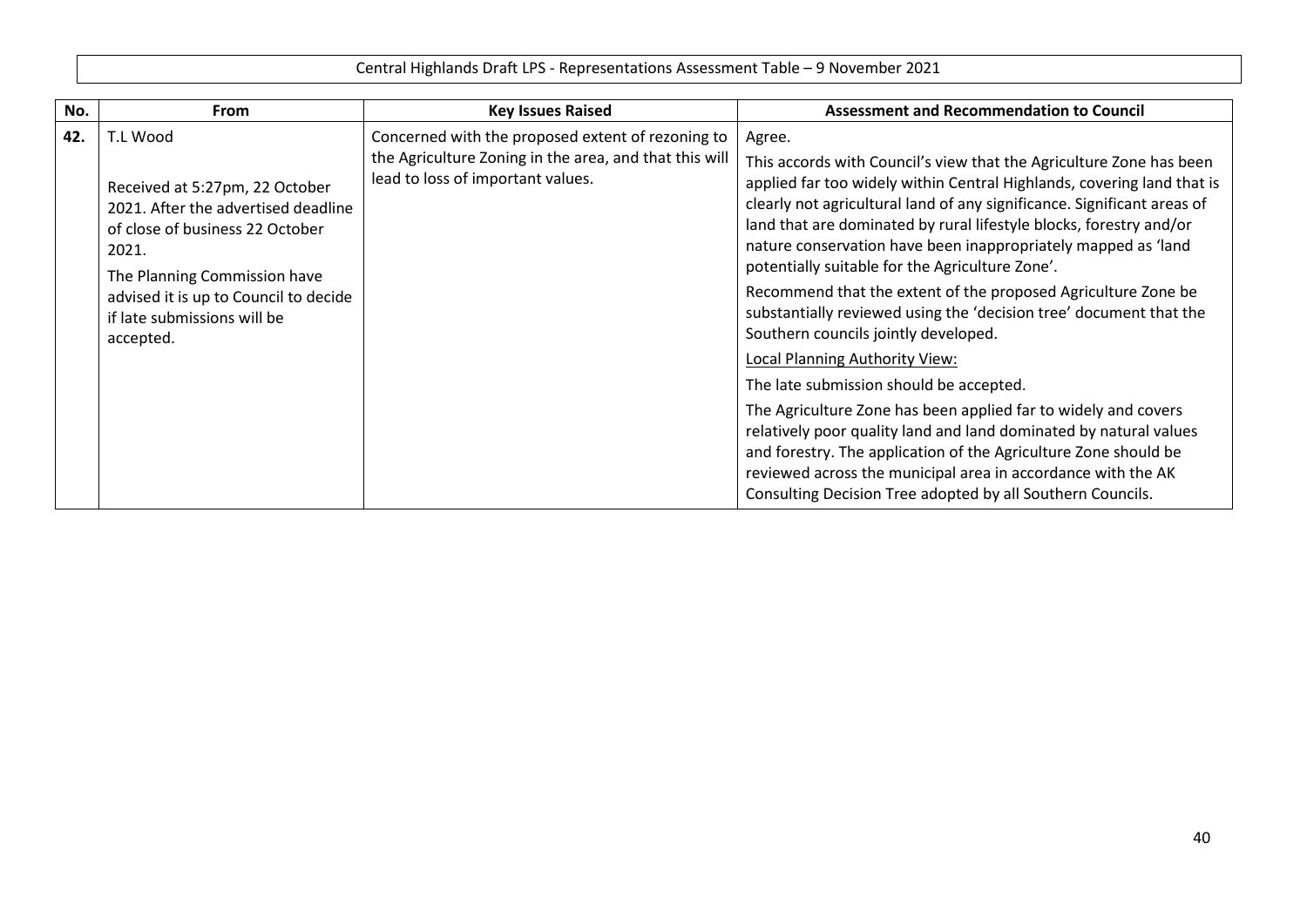Central Highlands Draft LPS - Representations Assessment Table – 9 November 2021

| No. | From | Key Issues Raised | Assessment and Recommendation to Council |
|---|---|---|---|
| 42. | T.L Wood<br><br>Received at 5:27pm, 22 October 2021. After the advertised deadline of close of business 22 October 2021.<br><br>The Planning Commission have advised it is up to Council to decide if late submissions will be accepted. | Concerned with the proposed extent of rezoning to the Agriculture Zoning in the area, and that this will lead to loss of important values. | Agree.<br><br>This accords with Council's view that the Agriculture Zone has been applied far too widely within Central Highlands, covering land that is clearly not agricultural land of any significance. Significant areas of land that are dominated by rural lifestyle blocks, forestry and/or nature conservation have been inappropriately mapped as 'land potentially suitable for the Agriculture Zone'.<br><br>Recommend that the extent of the proposed Agriculture Zone be substantially reviewed using the 'decision tree' document that the Southern councils jointly developed.<br><br>Local Planning Authority View:<br><br>The late submission should be accepted.<br><br>The Agriculture Zone has been applied far to widely and covers relatively poor quality land and land dominated by natural values and forestry. The application of the Agriculture Zone should be reviewed across the municipal area in accordance with the AK Consulting Decision Tree adopted by all Southern Councils. |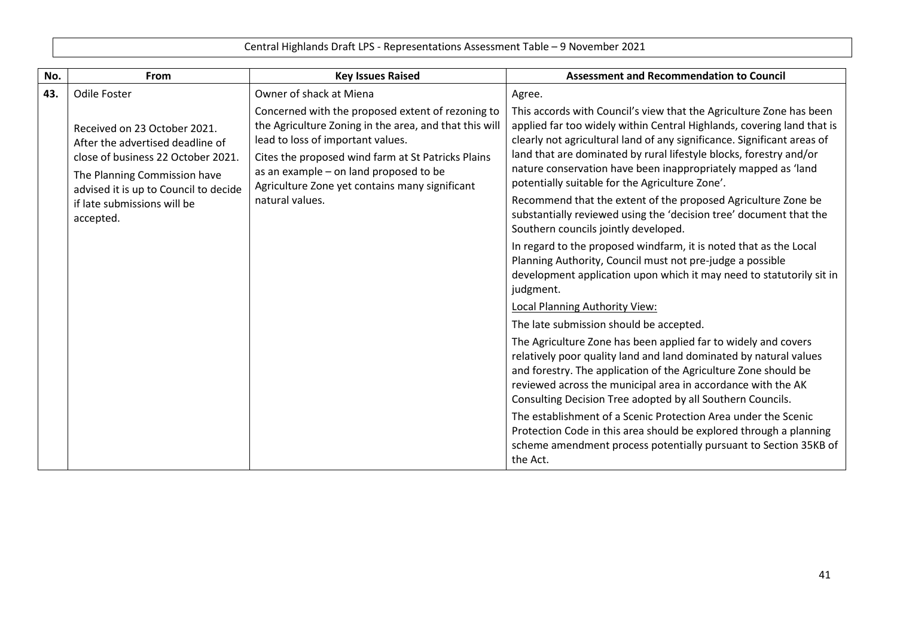| No. | From | Key Issues Raised | Assessment and Recommendation to Council |
|---|---|---|---|
| 43. | Odile Foster<br><br>Received on 23 October 2021. After the advertised deadline of close of business 22 October 2021.<br><br>The Planning Commission have advised it is up to Council to decide if late submissions will be accepted. | Owner of shack at Miena<br><br>Concerned with the proposed extent of rezoning to the Agriculture Zoning in the area, and that this will lead to loss of important values.<br><br>Cites the proposed wind farm at St Patricks Plains as an example – on land proposed to be Agriculture Zone yet contains many significant natural values. | Agree.<br><br>This accords with Council's view that the Agriculture Zone has been applied far too widely within Central Highlands, covering land that is clearly not agricultural land of any significance. Significant areas of land that are dominated by rural lifestyle blocks, forestry and/or nature conservation have been inappropriately mapped as 'land potentially suitable for the Agriculture Zone'.<br><br>Recommend that the extent of the proposed Agriculture Zone be substantially reviewed using the 'decision tree' document that the Southern councils jointly developed.<br><br>In regard to the proposed windfarm, it is noted that as the Local Planning Authority, Council must not pre-judge a possible development application upon which it may need to statutorily sit in judgment.<br><br>Local Planning Authority View:<br><br>The late submission should be accepted.<br><br>The Agriculture Zone has been applied far to widely and covers relatively poor quality land and land dominated by natural values and forestry. The application of the Agriculture Zone should be reviewed across the municipal area in accordance with the AK Consulting Decision Tree adopted by all Southern Councils.<br><br>The establishment of a Scenic Protection Area under the Scenic Protection Code in this area should be explored through a planning scheme amendment process potentially pursuant to Section 35KB of the Act. |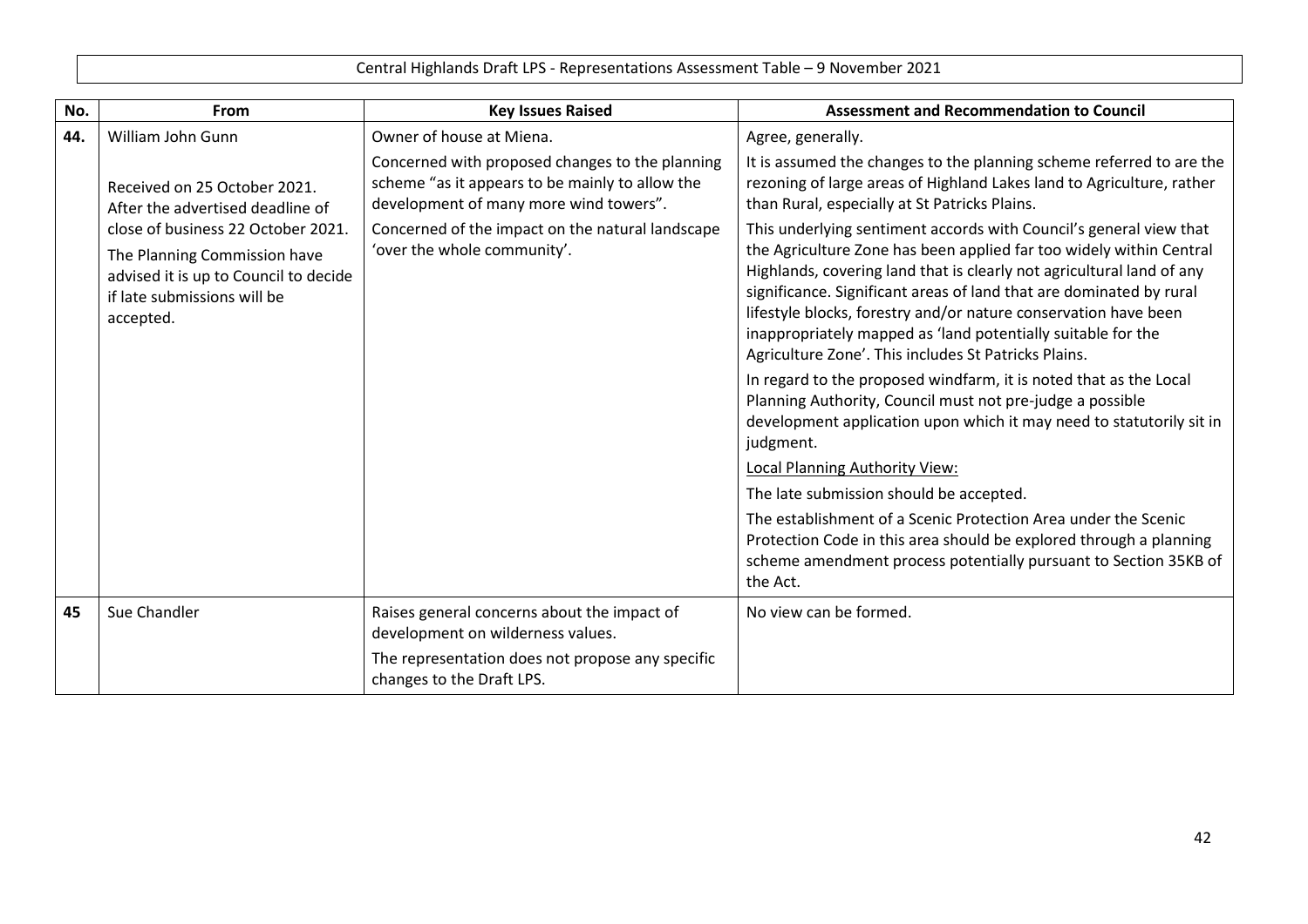Central Highlands Draft LPS - Representations Assessment Table – 9 November 2021

| No. | From | Key Issues Raised | Assessment and Recommendation to Council |
|---|---|---|---|
| 44. | William John Gunn<br><br>Received on 25 October 2021. After the advertised deadline of close of business 22 October 2021.<br><br>The Planning Commission have advised it is up to Council to decide if late submissions will be accepted. | Owner of house at Miena.<br><br>Concerned with proposed changes to the planning scheme "as it appears to be mainly to allow the development of many more wind towers".<br><br>Concerned with the impact on the natural landscape 'over the whole community'. | Agree, generally.<br><br>It is assumed the changes to the planning scheme referred to are the rezoning of large areas of Highland Lakes land to Agriculture, rather than Rural, especially at St Patricks Plains.<br><br>This underlying sentiment accords with Council's general view that the Agriculture Zone has been applied far too widely within Central Highlands, covering land that is clearly not agricultural land of any significance. Significant areas of land that are dominated by rural lifestyle blocks, forestry and/or nature conservation have been inappropriately mapped as 'land potentially suitable for the Agriculture Zone'. This includes St Patricks Plains.<br><br>In regard to the proposed windfarm, it is noted that as the Local Planning Authority, Council must not pre-judge a possible development application upon which it may need to statutorily sit in judgment.<br><br>Local Planning Authority View:<br><br>The late submission should be accepted.<br><br>The establishment of a Scenic Protection Area under the Scenic Protection Code in this area should be explored through a planning scheme amendment process potentially pursuant to Section 35KB of the Act. |
| 45 | Sue Chandler | Raises general concerns about the impact of development on wilderness values.<br><br>The representation does not propose any specific changes to the Draft LPS. | No view can be formed. |